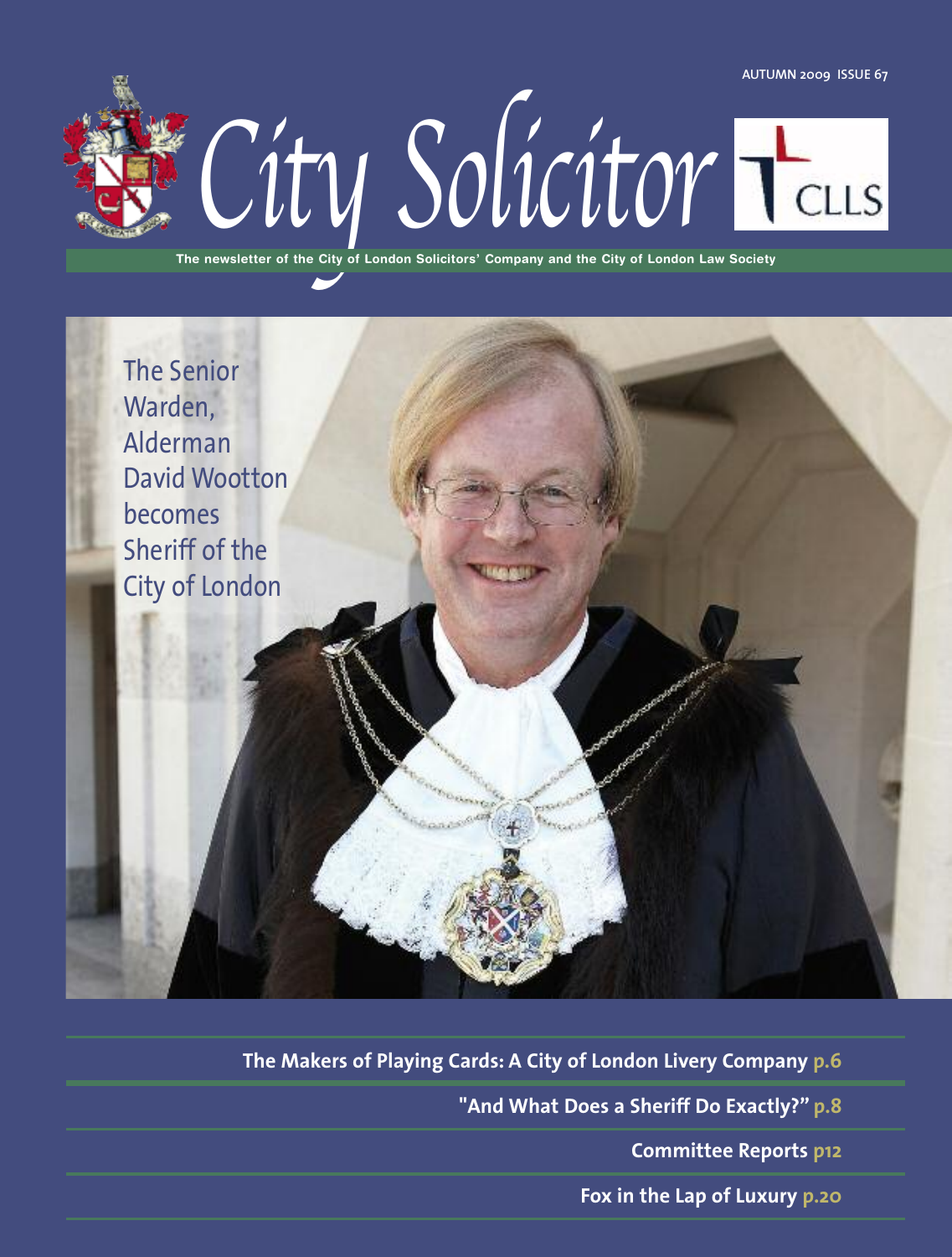AUTUMN 2009 ISSUE 67

# City Solicitor

CLLS

The newsletter of the City of London Solicitors' Company and the City of London Law Society

The Senior Warden, Alderman David Wootton becomes Sheriff of the City of London

**The Makers of Playing Cards: A City of London Livery Company p.6**

**"And What Does a Sheriff Do Exactly?" p.8**

**Committee Reports p12**

**Fox in the Lap of Luxury p.20**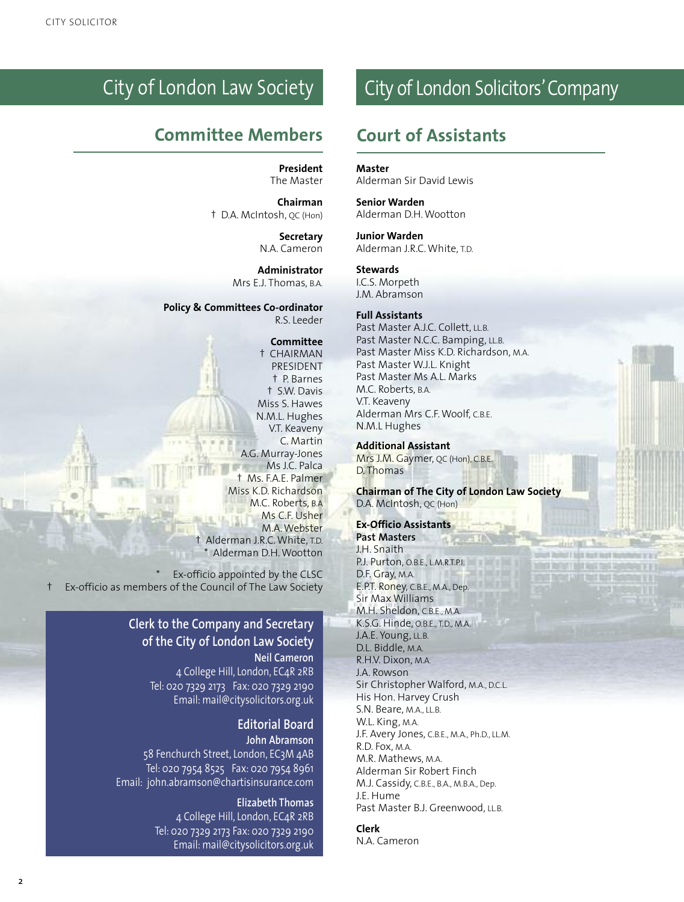# City of London Law Society

## Committee Members

**President**
The Master

**Chairman**
† D.A. McIntosh, QC (Hon)

**Secretary**
N.A. Cameron

**Administrator**
Mrs E.J. Thomas, B.A.

**Policy & Committees Co-ordinator**
R.S. Leeder

**Committee**
† CHAIRMAN
PRESIDENT
† P. Barnes
† S.W. Davis
Miss S. Hawes
N.M.L. Hughes
V.T. Keaveny
C. Martin
A.G. Murray-Jones
Ms J.C. Palca
† Ms. F.A.E. Palmer
Miss K.D. Richardson
M.C. Roberts, B.A
Ms C.F. Usher
M.A. Webster
† Alderman J.R.C. White, T.D.
* Alderman D.H. Wootton

\* Ex-officio appointed by the CLSC
† Ex-officio as members of the Council of The Law Society

### Clerk to the Company and Secretary of the City of London Law Society

**Neil Cameron**
4 College Hill, London, EC4R 2RB
Tel: 020 7329 2173 Fax: 020 7329 2190
Email: mail@citysolicitors.org.uk

### Editorial Board

**John Abramson**
58 Fenchurch Street, London, EC3M 4AB
Tel: 020 7954 8525 Fax: 020 7954 8961
Email: john.abramson@chartisinsurance.com

**Elizabeth Thomas**
4 College Hill, London, EC4R 2RB
Tel: 020 7329 2173 Fax: 020 7329 2190
Email: mail@citysolicitors.org.uk

# City of London Solicitors' Company

## Court of Assistants

**Master**
Alderman Sir David Lewis

**Senior Warden**
Alderman D.H. Wootton

**Junior Warden**
Alderman J.R.C. White, T.D.

**Stewards**
I.C.S. Morpeth
J.M. Abramson

**Full Assistants**
Past Master A.J.C. Collett, LL.B.
Past Master N.C.C. Bamping, LL.B.
Past Master Miss K.D. Richardson, M.A.
Past Master W.J.L. Knight
Past Master Ms A.L. Marks
M.C. Roberts, B.A.
V.T. Keaveny
Alderman Mrs C.F. Woolf, C.B.E.
N.M.L Hughes

**Additional Assistant**
Mrs J.M. Gaymer, QC (Hon), C.B.E.
D. Thomas

**Chairman of The City of London Law Society**
D.A. McIntosh, QC (Hon)

**Ex-Officio Assistants**
**Past Masters**
J.H. Snaith
P.J. Purton, O.B.E., L.M.R.T.P.I.
D.F. Gray, M.A.
E.P.T. Roney, C.B.E., M.A., Dep.
Sir Max Williams
M.H. Sheldon, C.B.E., M.A.
K.S.G. Hinde, O.B.E., T.D., M.A.
J.A.E. Young, LL.B.
D.L. Biddle, M.A.
R.H.V. Dixon, M.A.
J.A. Rowson
Sir Christopher Walford, M.A., D.C.L.
His Hon. Harvey Crush
S.N. Beare, M.A., LL.B.
W.L. King, M.A.
J.F. Avery Jones, C.B.E., M.A., Ph.D., LL.M.
R.D. Fox, M.A.
M.R. Mathews, M.A.
Alderman Sir Robert Finch
M.J. Cassidy, C.B.E., B.A., M.B.A., Dep.
J.E. Hume
Past Master B.J. Greenwood, LL.B.

**Clerk**
N.A. Cameron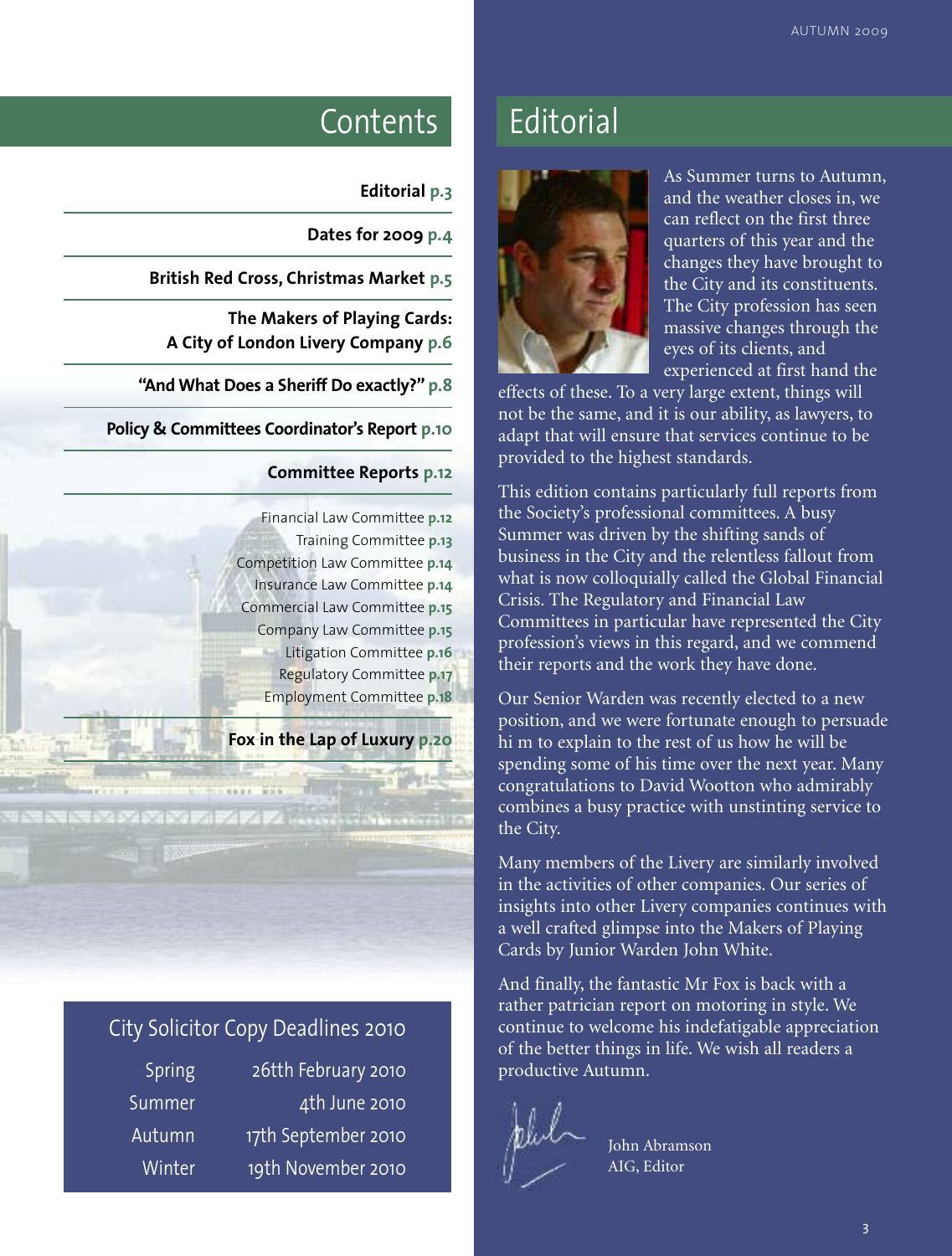# Contents

**Editorial p.3**

**Dates for 2009 p.4**

**British Red Cross, Christmas Market p.5**

**The Makers of Playing Cards: A City of London Livery Company p.6**

**"And What Does a Sheriff Do exactly?" p.8**

**Policy & Committees Coordinator's Report p.10**

**Committee Reports p.12**

- Financial Law Committee **p.12**
- Training Committee **p.13**
- Competition Law Committee **p.14**
- Insurance Law Committee **p.14**
- Commercial Law Committee **p.15**
- Company Law Committee **p.15**
- Litigation Committee **p.16**
- Regulatory Committee **p.17**
- Employment Committee **p.18**

**Fox in the Lap of Luxury p.20**

## City Solicitor Copy Deadlines 2010

| | |
|---|---|
| Spring | 26tth February 2010 |
| Summer | 4th June 2010 |
| Autumn | 17th September 2010 |
| Winter | 19th November 2010 |

# Editorial

As Summer turns to Autumn, and the weather closes in, we can reflect on the first three quarters of this year and the changes they have brought to the City and its constituents. The City profession has seen massive changes through the eyes of its clients, and experienced at first hand the effects of these. To a very large extent, things will not be the same, and it is our ability, as lawyers, to adapt that will ensure that services continue to be provided to the highest standards.

This edition contains particularly full reports from the Society's professional committees. A busy Summer was driven by the shifting sands of business in the City and the relentless fallout from what is now colloquially called the Global Financial Crisis. The Regulatory and Financial Law Committees in particular have represented the City profession's views in this regard, and we commend their reports and the work they have done.

Our Senior Warden was recently elected to a new position, and we were fortunate enough to persuade hi m to explain to the rest of us how he will be spending some of his time over the next year. Many congratulations to David Wootton who admirably combines a busy practice with unstinting service to the City.

Many members of the Livery are similarly involved in the activities of other companies. Our series of insights into other Livery companies continues with a well crafted glimpse into the Makers of Playing Cards by Junior Warden John White.

And finally, the fantastic Mr Fox is back with a rather patrician report on motoring in style. We continue to welcome his indefatigable appreciation of the better things in life. We wish all readers a productive Autumn.

John Abramson
AIG, Editor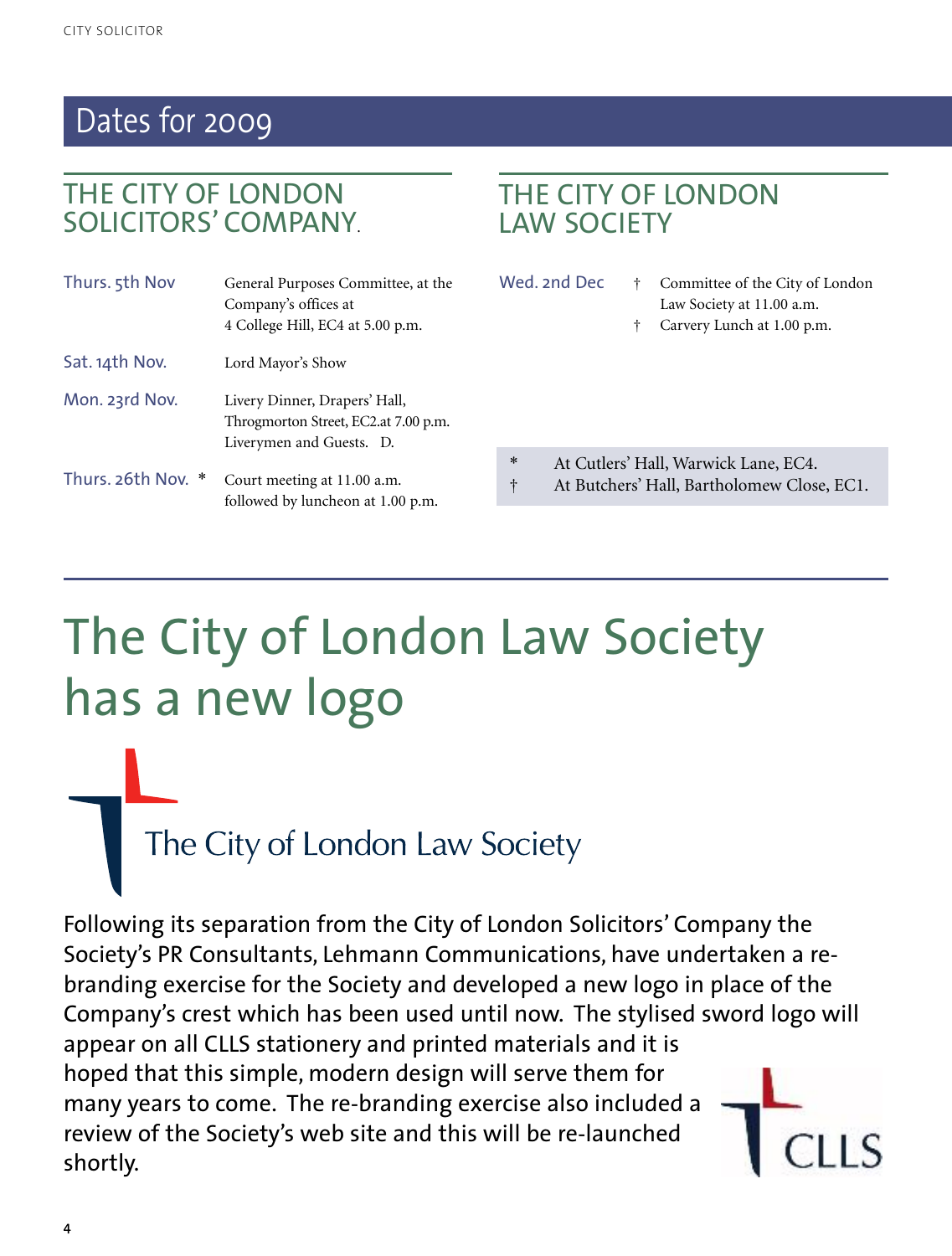# Dates for 2009

## THE CITY OF LONDON SOLICITORS' COMPANY.

| | |
|---|---|
| Thurs. 5th Nov | General Purposes Committee, at the Company's offices at 4 College Hill, EC4 at 5.00 p.m. |
| Sat. 14th Nov. | Lord Mayor's Show |
| Mon. 23rd Nov. | Livery Dinner, Drapers' Hall, Throgmorton Street, EC2.at 7.00 p.m. Liverymen and Guests. D. |
| Thurs. 26th Nov. * | Court meeting at 11.00 a.m. followed by luncheon at 1.00 p.m. |

## THE CITY OF LONDON LAW SOCIETY

| | | |
|---|---|---|
| Wed. 2nd Dec | † | Committee of the City of London Law Society at 11.00 a.m. |
| | † | Carvery Lunch at 1.00 p.m. |

\* At Cutlers' Hall, Warwick Lane, EC4.
† At Butchers' Hall, Bartholomew Close, EC1.

# The City of London Law Society has a new logo

The City of London Law Society

Following its separation from the City of London Solicitors' Company the Society's PR Consultants, Lehmann Communications, have undertaken a re-branding exercise for the Society and developed a new logo in place of the Company's crest which has been used until now. The stylised sword logo will appear on all CLLS stationery and printed materials and it is hoped that this simple, modern design will serve them for many years to come. The re-branding exercise also included a review of the Society's web site and this will be re-launched shortly.

CLLS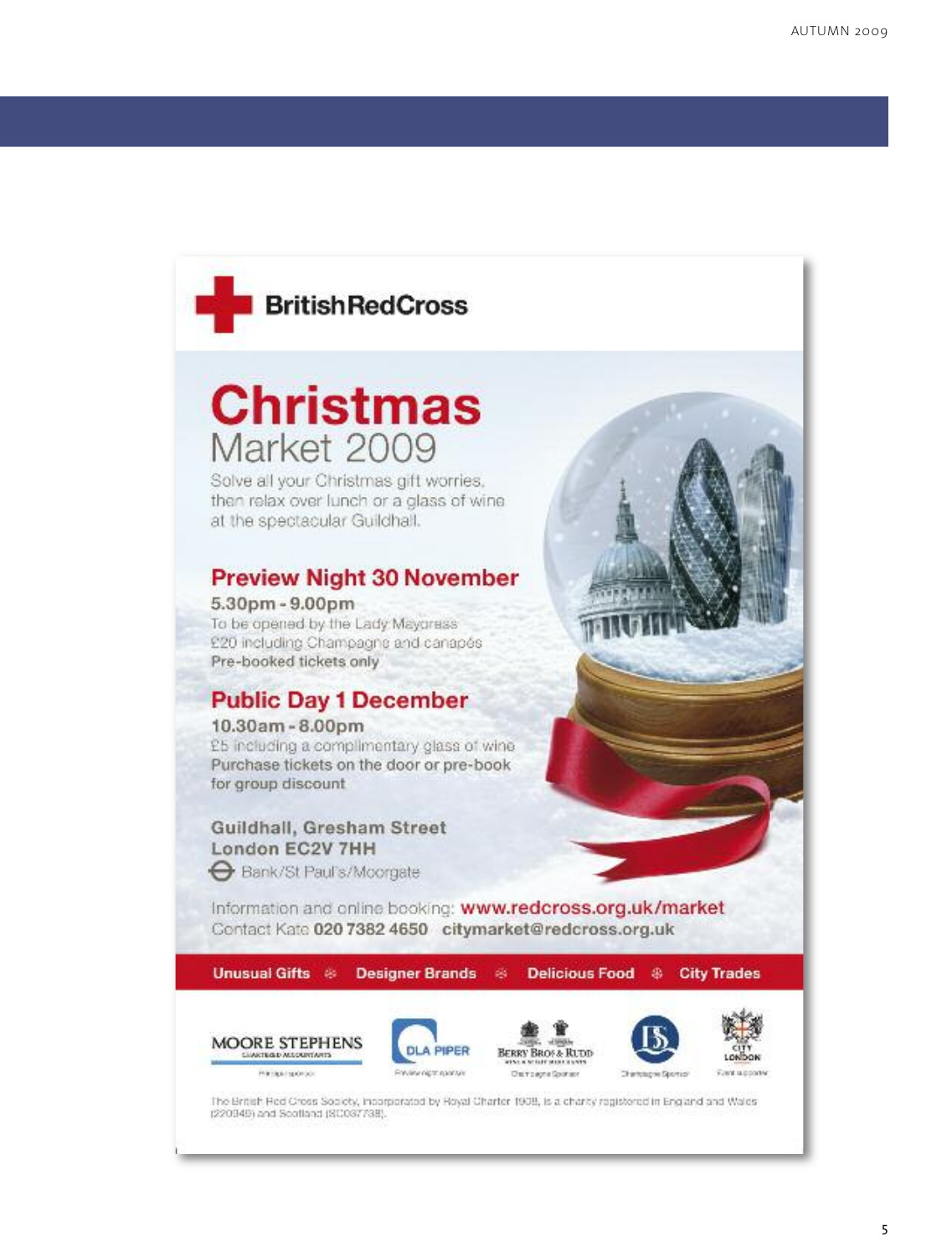British Red Cross

# Christmas Market 2009

Solve all your Christmas gift worries, then relax over lunch or a glass of wine at the spectacular Guildhall.

## Preview Night 30 November

**5.30pm - 9.00pm**

To be opened by the Lady Mayoress
£20 including Champagne and canapés
Pre-booked tickets only

## Public Day 1 December

**10.30am - 8.00pm**

£5 including a complimentary glass of wine
Purchase tickets on the door or pre-book for group discount

**Guildhall, Gresham Street**
**London EC2V 7HH**
Bank/St Paul's/Moorgate

Information and online booking: **www.redcross.org.uk/market**
Contact Kate **020 7382 4650** **citymarket@redcross.org.uk**

**Unusual Gifts** ❄ **Designer Brands** ❄ **Delicious Food** ❄ **City Trades**

MOORE STEPHENS Chartered Accountants – Principal sponsor
DLA PIPER – Preview night sponsor
BERRY BROS & RUDD Wine & Spirit Merchants – Champagne Sponsor
Champagne Sponsor
CITY LONDON – Event supporter

The British Red Cross Society, incorporated by Royal Charter 1908, is a charity registered in England and Wales (220949) and Scotland (SC037738).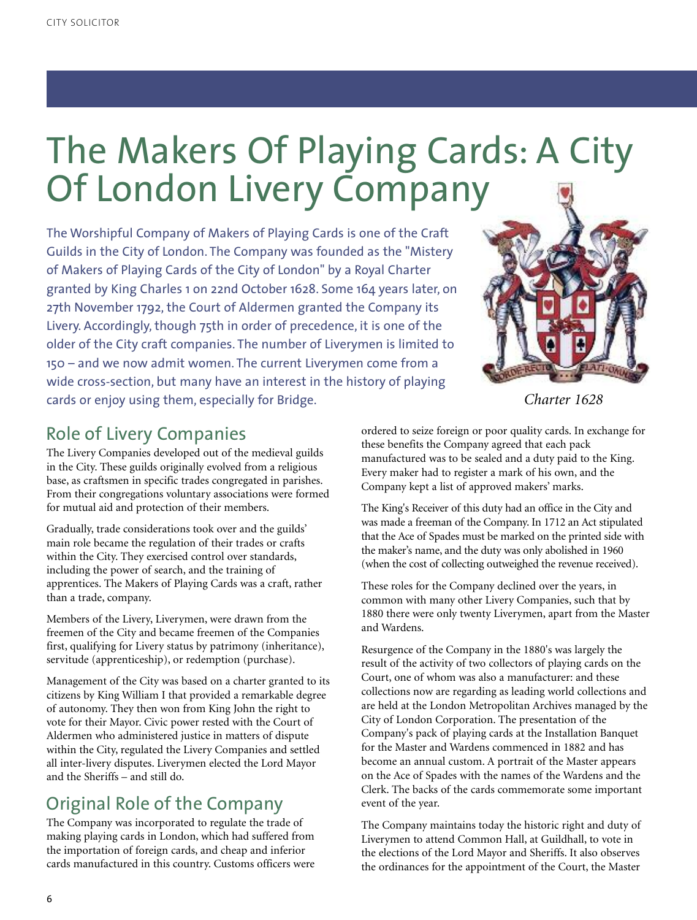# The Makers Of Playing Cards: A City Of London Livery Company

The Worshipful Company of Makers of Playing Cards is one of the Craft Guilds in the City of London. The Company was founded as the "Mistery of Makers of Playing Cards of the City of London" by a Royal Charter granted by King Charles 1 on 22nd October 1628. Some 164 years later, on 27th November 1792, the Court of Aldermen granted the Company its Livery. Accordingly, though 75th in order of precedence, it is one of the older of the City craft companies. The number of Liverymen is limited to 150 – and we now admit women. The current Liverymen come from a wide cross-section, but many have an interest in the history of playing cards or enjoy using them, especially for Bridge.

*Charter 1628*

## Role of Livery Companies

The Livery Companies developed out of the medieval guilds in the City. These guilds originally evolved from a religious base, as craftsmen in specific trades congregated in parishes. From their congregations voluntary associations were formed for mutual aid and protection of their members.

Gradually, trade considerations took over and the guilds' main role became the regulation of their trades or crafts within the City. They exercised control over standards, including the power of search, and the training of apprentices. The Makers of Playing Cards was a craft, rather than a trade, company.

Members of the Livery, Liverymen, were drawn from the freemen of the City and became freemen of the Companies first, qualifying for Livery status by patrimony (inheritance), servitude (apprenticeship), or redemption (purchase).

Management of the City was based on a charter granted to its citizens by King William I that provided a remarkable degree of autonomy. They then won from King John the right to vote for their Mayor. Civic power rested with the Court of Aldermen who administered justice in matters of dispute within the City, regulated the Livery Companies and settled all inter-livery disputes. Liverymen elected the Lord Mayor and the Sheriffs – and still do.

## Original Role of the Company

The Company was incorporated to regulate the trade of making playing cards in London, which had suffered from the importation of foreign cards, and cheap and inferior cards manufactured in this country. Customs officers were ordered to seize foreign or poor quality cards. In exchange for these benefits the Company agreed that each pack manufactured was to be sealed and a duty paid to the King. Every maker had to register a mark of his own, and the Company kept a list of approved makers' marks.

The King's Receiver of this duty had an office in the City and was made a freeman of the Company. In 1712 an Act stipulated that the Ace of Spades must be marked on the printed side with the maker's name, and the duty was only abolished in 1960 (when the cost of collecting outweighed the revenue received).

These roles for the Company declined over the years, in common with many other Livery Companies, such that by 1880 there were only twenty Liverymen, apart from the Master and Wardens.

Resurgence of the Company in the 1880's was largely the result of the activity of two collectors of playing cards on the Court, one of whom was also a manufacturer: and these collections now are regarding as leading world collections and are held at the London Metropolitan Archives managed by the City of London Corporation. The presentation of the Company's pack of playing cards at the Installation Banquet for the Master and Wardens commenced in 1882 and has become an annual custom. A portrait of the Master appears on the Ace of Spades with the names of the Wardens and the Clerk. The backs of the cards commemorate some important event of the year.

The Company maintains today the historic right and duty of Liverymen to attend Common Hall, at Guildhall, to vote in the elections of the Lord Mayor and Sheriffs. It also observes the ordinances for the appointment of the Court, the Master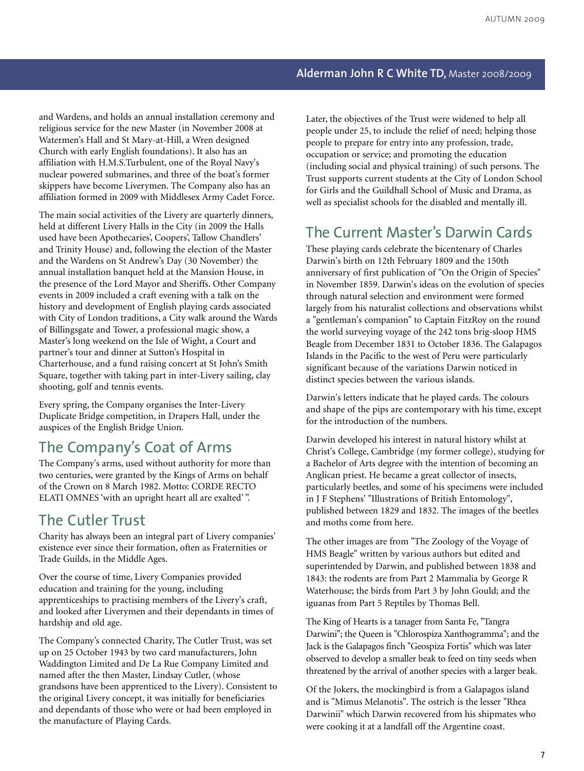and Wardens, and holds an annual installation ceremony and religious service for the new Master (in November 2008 at Watermen's Hall and St Mary-at-Hill, a Wren designed Church with early English foundations). It also has an affiliation with H.M.S.Turbulent, one of the Royal Navy's nuclear powered submarines, and three of the boat's former skippers have become Liverymen. The Company also has an affiliation formed in 2009 with Middlesex Army Cadet Force.

The main social activities of the Livery are quarterly dinners, held at different Livery Halls in the City (in 2009 the Halls used have been Apothecaries', Coopers', Tallow Chandlers' and Trinity House) and, following the election of the Master and the Wardens on St Andrew's Day (30 November) the annual installation banquet held at the Mansion House, in the presence of the Lord Mayor and Sheriffs. Other Company events in 2009 included a craft evening with a talk on the history and development of English playing cards associated with City of London traditions, a City walk around the Wards of Billingsgate and Tower, a professional magic show, a Master's long weekend on the Isle of Wight, a Court and partner's tour and dinner at Sutton's Hospital in Charterhouse, and a fund raising concert at St John's Smith Square, together with taking part in inter-Livery sailing, clay shooting, golf and tennis events.

Every spring, the Company organises the Inter-Livery Duplicate Bridge competition, in Drapers Hall, under the auspices of the English Bridge Union.

## The Company's Coat of Arms

The Company's arms, used without authority for more than two centuries, were granted by the Kings of Arms on behalf of the Crown on 8 March 1982. Motto: CORDE RECTO ELATI OMNES 'with an upright heart all are exalted' ".

## The Cutler Trust

Charity has always been an integral part of Livery companies' existence ever since their formation, often as Fraternities or Trade Guilds, in the Middle Ages.

Over the course of time, Livery Companies provided education and training for the young, including apprenticeships to practising members of the Livery's craft, and looked after Liverymen and their dependants in times of hardship and old age.

The Company's connected Charity, The Cutler Trust, was set up on 25 October 1943 by two card manufacturers, John Waddington Limited and De La Rue Company Limited and named after the then Master, Lindsay Cutler, (whose grandsons have been apprenticed to the Livery). Consistent to the original Livery concept, it was initially for beneficiaries and dependants of those who were or had been employed in the manufacture of Playing Cards.

Later, the objectives of the Trust were widened to help all people under 25, to include the relief of need; helping those people to prepare for entry into any profession, trade, occupation or service; and promoting the education (including social and physical training) of such persons. The Trust supports current students at the City of London School for Girls and the Guildhall School of Music and Drama, as well as specialist schools for the disabled and mentally ill.

## The Current Master's Darwin Cards

These playing cards celebrate the bicentenary of Charles Darwin's birth on 12th February 1809 and the 150th anniversary of first publication of "On the Origin of Species" in November 1859. Darwin's ideas on the evolution of species through natural selection and environment were formed largely from his naturalist collections and observations whilst a "gentleman's companion" to Captain FitzRoy on the round the world surveying voyage of the 242 tons brig-sloop HMS Beagle from December 1831 to October 1836. The Galapagos Islands in the Pacific to the west of Peru were particularly significant because of the variations Darwin noticed in distinct species between the various islands.

Darwin's letters indicate that he played cards. The colours and shape of the pips are contemporary with his time, except for the introduction of the numbers.

Darwin developed his interest in natural history whilst at Christ's College, Cambridge (my former college), studying for a Bachelor of Arts degree with the intention of becoming an Anglican priest. He became a great collector of insects, particularly beetles, and some of his specimens were included in J F Stephens' "Illustrations of British Entomology", published between 1829 and 1832. The images of the beetles and moths come from here.

The other images are from "The Zoology of the Voyage of HMS Beagle" written by various authors but edited and superintended by Darwin, and published between 1838 and 1843: the rodents are from Part 2 Mammalia by George R Waterhouse; the birds from Part 3 by John Gould; and the iguanas from Part 5 Reptiles by Thomas Bell.

The King of Hearts is a tanager from Santa Fe, "Tangra Darwini"; the Queen is "Chlorospiza Xanthogramma"; and the Jack is the Galapagos finch "Geospiza Fortis" which was later observed to develop a smaller beak to feed on tiny seeds when threatened by the arrival of another species with a larger beak.

Of the Jokers, the mockingbird is from a Galapagos island and is "Mimus Melanotis". The ostrich is the lesser "Rhea Darwinii" which Darwin recovered from his shipmates who were cooking it at a landfall off the Argentine coast.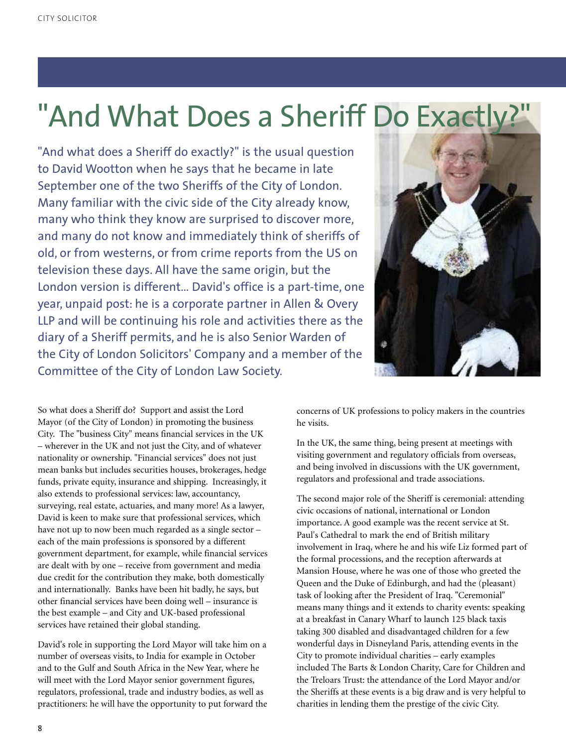# "And What Does a Sheriff Do Exactly?"

"And what does a Sheriff do exactly?" is the usual question to David Wootton when he says that he became in late September one of the two Sheriffs of the City of London. Many familiar with the civic side of the City already know, many who think they know are surprised to discover more, and many do not know and immediately think of sheriffs of old, or from westerns, or from crime reports from the US on television these days. All have the same origin, but the London version is different... David's office is a part-time, one year, unpaid post: he is a corporate partner in Allen & Overy LLP and will be continuing his role and activities there as the diary of a Sheriff permits, and he is also Senior Warden of the City of London Solicitors' Company and a member of the Committee of the City of London Law Society.

So what does a Sheriff do? Support and assist the Lord Mayor (of the City of London) in promoting the business City. The "business City" means financial services in the UK – wherever in the UK and not just the City, and of whatever nationality or ownership. "Financial services" does not just mean banks but includes securities houses, brokerages, hedge funds, private equity, insurance and shipping. Increasingly, it also extends to professional services: law, accountancy, surveying, real estate, actuaries, and many more! As a lawyer, David is keen to make sure that professional services, which have not up to now been much regarded as a single sector – each of the main professions is sponsored by a different government department, for example, while financial services are dealt with by one – receive from government and media due credit for the contribution they make, both domestically and internationally. Banks have been hit badly, he says, but other financial services have been doing well – insurance is the best example – and City and UK-based professional services have retained their global standing.

David's role in supporting the Lord Mayor will take him on a number of overseas visits, to India for example in October and to the Gulf and South Africa in the New Year, where he will meet with the Lord Mayor senior government figures, regulators, professional, trade and industry bodies, as well as practitioners: he will have the opportunity to put forward the concerns of UK professions to policy makers in the countries he visits.

In the UK, the same thing, being present at meetings with visiting government and regulatory officials from overseas, and being involved in discussions with the UK government, regulators and professional and trade associations.

The second major role of the Sheriff is ceremonial: attending civic occasions of national, international or London importance. A good example was the recent service at St. Paul's Cathedral to mark the end of British military involvement in Iraq, where he and his wife Liz formed part of the formal processions, and the reception afterwards at Mansion House, where he was one of those who greeted the Queen and the Duke of Edinburgh, and had the (pleasant) task of looking after the President of Iraq. "Ceremonial" means many things and it extends to charity events: speaking at a breakfast in Canary Wharf to launch 125 black taxis taking 300 disabled and disadvantaged children for a few wonderful days in Disneyland Paris, attending events in the City to promote individual charities – early examples included The Barts & London Charity, Care for Children and the Treloars Trust: the attendance of the Lord Mayor and/or the Sheriffs at these events is a big draw and is very helpful to charities in lending them the prestige of the civic City.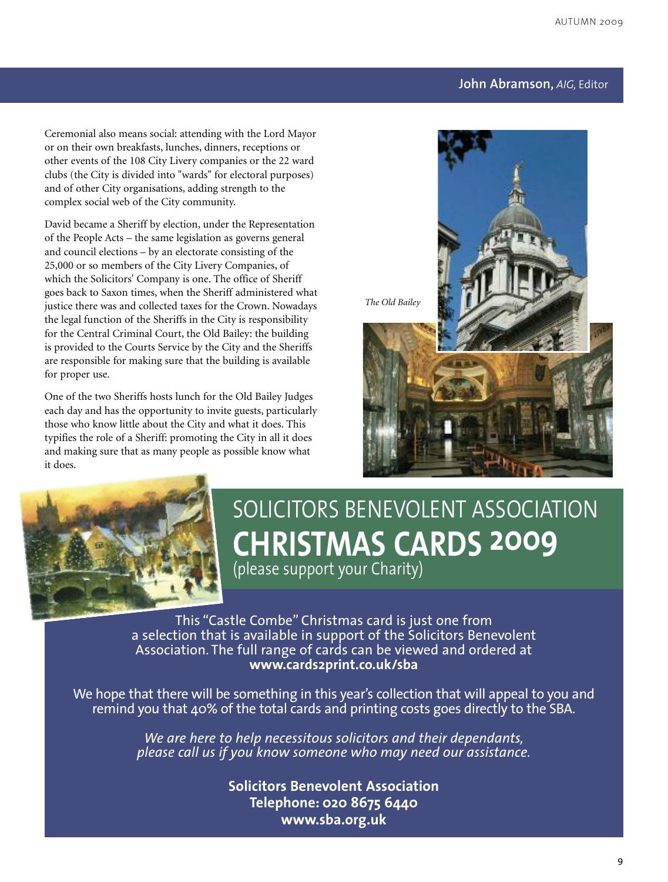Ceremonial also means social: attending with the Lord Mayor or on their own breakfasts, lunches, dinners, receptions or other events of the 108 City Livery companies or the 22 ward clubs (the City is divided into "wards" for electoral purposes) and of other City organisations, adding strength to the complex social web of the City community.

David became a Sheriff by election, under the Representation of the People Acts – the same legislation as governs general and council elections – by an electorate consisting of the 25,000 or so members of the City Livery Companies, of which the Solicitors' Company is one. The office of Sheriff goes back to Saxon times, when the Sheriff administered what justice there was and collected taxes for the Crown. Nowadays the legal function of the Sheriffs in the City is responsibility for the Central Criminal Court, the Old Bailey: the building is provided to the Courts Service by the City and the Sheriffs are responsible for making sure that the building is available for proper use.

One of the two Sheriffs hosts lunch for the Old Bailey Judges each day and has the opportunity to invite guests, particularly those who know little about the City and what it does. This typifies the role of a Sheriff: promoting the City in all it does and making sure that as many people as possible know what it does.

*The Old Bailey*

# SOLICITORS BENEVOLENT ASSOCIATION
# CHRISTMAS CARDS 2009
(please support your Charity)

This "Castle Combe" Christmas card is just one from a selection that is available in support of the Solicitors Benevolent Association. The full range of cards can be viewed and ordered at **www.cards2print.co.uk/sba**

We hope that there will be something in this year's collection that will appeal to you and remind you that 40% of the total cards and printing costs goes directly to the SBA.

*We are here to help necessitous solicitors and their dependants, please call us if you know someone who may need our assistance.*

**Solicitors Benevolent Association**
**Telephone: 020 8675 6440**
**www.sba.org.uk**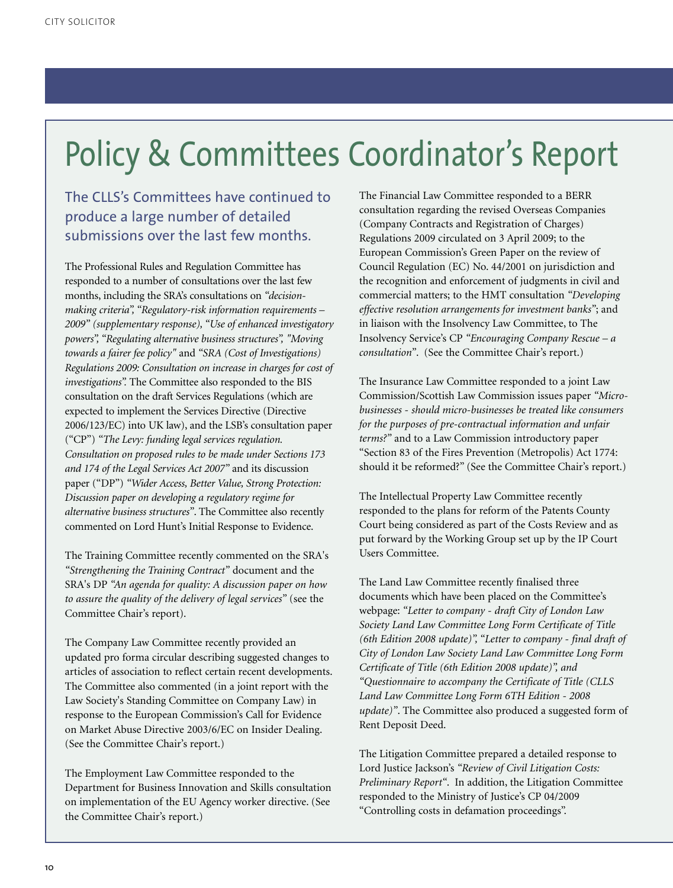# Policy & Committees Coordinator's Report

## The CLLS's Committees have continued to produce a large number of detailed submissions over the last few months.

The Professional Rules and Regulation Committee has responded to a number of consultations over the last few months, including the SRA's consultations on *"decision-making criteria"*, *"Regulatory-risk information requirements – 2009" (supplementary response)*, *"Use of enhanced investigatory powers"*, *"Regulating alternative business structures"*, *"Moving towards a fairer fee policy"* and *"SRA (Cost of Investigations) Regulations 2009: Consultation on increase in charges for cost of investigations"*. The Committee also responded to the BIS consultation on the draft Services Regulations (which are expected to implement the Services Directive (Directive 2006/123/EC) into UK law), and the LSB's consultation paper ("CP") *"The Levy: funding legal services regulation. Consultation on proposed rules to be made under Sections 173 and 174 of the Legal Services Act 2007"* and its discussion paper ("DP") *"Wider Access, Better Value, Strong Protection: Discussion paper on developing a regulatory regime for alternative business structures"*. The Committee also recently commented on Lord Hunt's Initial Response to Evidence.

The Training Committee recently commented on the SRA's *"Strengthening the Training Contract"* document and the SRA's DP *"An agenda for quality: A discussion paper on how to assure the quality of the delivery of legal services"* (see the Committee Chair's report).

The Company Law Committee recently provided an updated pro forma circular describing suggested changes to articles of association to reflect certain recent developments. The Committee also commented (in a joint report with the Law Society's Standing Committee on Company Law) in response to the European Commission's Call for Evidence on Market Abuse Directive 2003/6/EC on Insider Dealing. (See the Committee Chair's report.)

The Employment Law Committee responded to the Department for Business Innovation and Skills consultation on implementation of the EU Agency worker directive. (See the Committee Chair's report.)

The Financial Law Committee responded to a BERR consultation regarding the revised Overseas Companies (Company Contracts and Registration of Charges) Regulations 2009 circulated on 3 April 2009; to the European Commission's Green Paper on the review of Council Regulation (EC) No. 44/2001 on jurisdiction and the recognition and enforcement of judgments in civil and commercial matters; to the HMT consultation *"Developing effective resolution arrangements for investment banks"*; and in liaison with the Insolvency Law Committee, to The Insolvency Service's CP *"Encouraging Company Rescue – a consultation"*. (See the Committee Chair's report.)

The Insurance Law Committee responded to a joint Law Commission/Scottish Law Commission issues paper *"Micro-businesses - should micro-businesses be treated like consumers for the purposes of pre-contractual information and unfair terms?"* and to a Law Commission introductory paper "Section 83 of the Fires Prevention (Metropolis) Act 1774: should it be reformed?" (See the Committee Chair's report.)

The Intellectual Property Law Committee recently responded to the plans for reform of the Patents County Court being considered as part of the Costs Review and as put forward by the Working Group set up by the IP Court Users Committee.

The Land Law Committee recently finalised three documents which have been placed on the Committee's webpage: *"Letter to company - draft City of London Law Society Land Law Committee Long Form Certificate of Title (6th Edition 2008 update)"*, *"Letter to company - final draft of City of London Law Society Land Law Committee Long Form Certificate of Title (6th Edition 2008 update)", and "Questionnaire to accompany the Certificate of Title (CLLS Land Law Committee Long Form 6TH Edition - 2008 update)"*. The Committee also produced a suggested form of Rent Deposit Deed.

The Litigation Committee prepared a detailed response to Lord Justice Jackson's *"Review of Civil Litigation Costs: Preliminary Report"*. In addition, the Litigation Committee responded to the Ministry of Justice's CP 04/2009 "Controlling costs in defamation proceedings".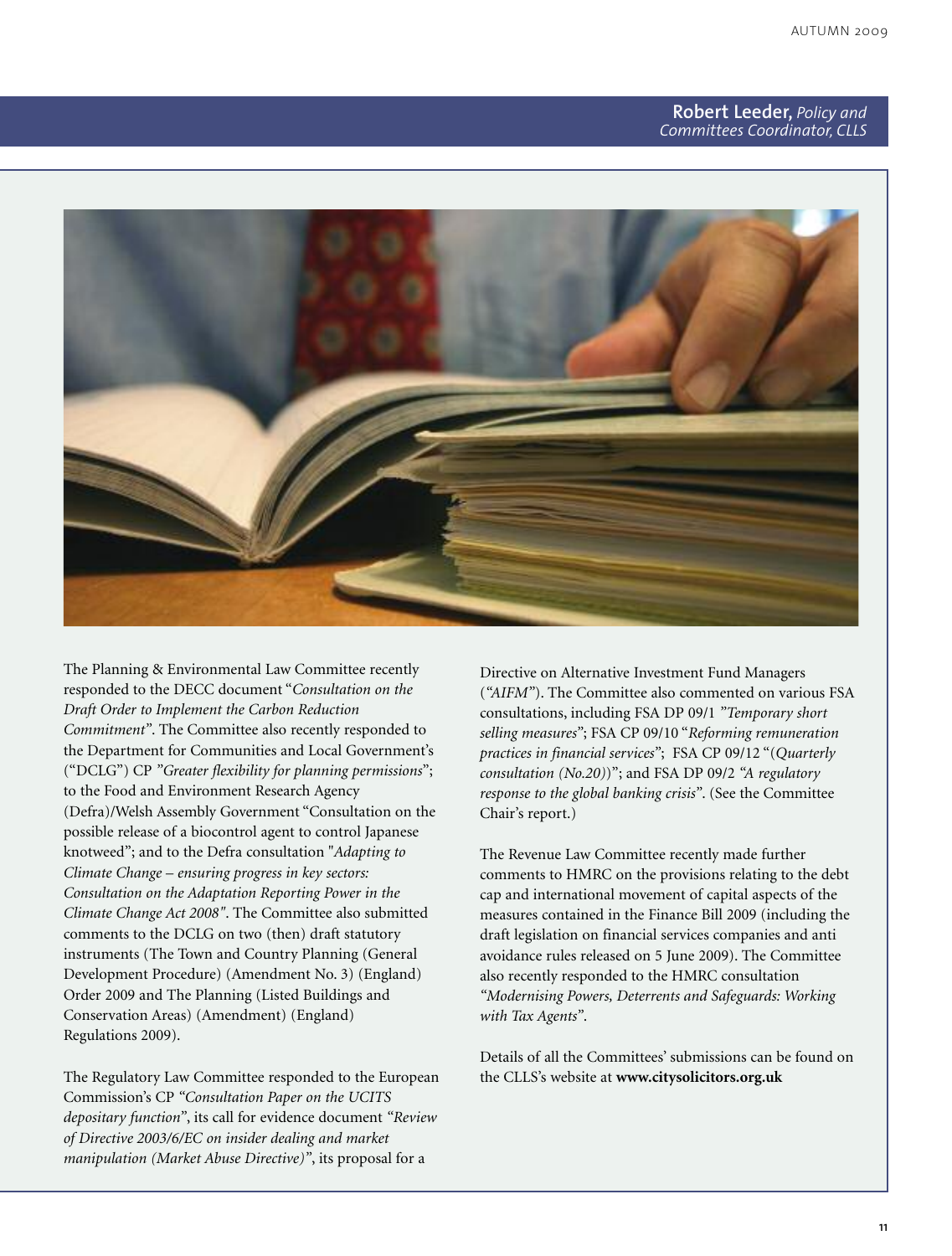**Robert Leeder,** *Policy and Committees Coordinator, CLLS*

The Planning & Environmental Law Committee recently responded to the DECC document "*Consultation on the Draft Order to Implement the Carbon Reduction Commitment"*. The Committee also recently responded to the Department for Communities and Local Government's ("DCLG") CP *"Greater flexibility for planning permissions*"; to the Food and Environment Research Agency (Defra)/Welsh Assembly Government "Consultation on the possible release of a biocontrol agent to control Japanese knotweed"; and to the Defra consultation "*Adapting to Climate Change – ensuring progress in key sectors: Consultation on the Adaptation Reporting Power in the Climate Change Act 2008"*. The Committee also submitted comments to the DCLG on two (then) draft statutory instruments (The Town and Country Planning (General Development Procedure) (Amendment No. 3) (England) Order 2009 and The Planning (Listed Buildings and Conservation Areas) (Amendment) (England) Regulations 2009).

The Regulatory Law Committee responded to the European Commission's CP *"Consultation Paper on the UCITS depositary function*", its call for evidence document *"Review of Directive 2003/6/EC on insider dealing and market manipulation (Market Abuse Directive)"*, its proposal for a Directive on Alternative Investment Fund Managers (*"AIFM*"). The Committee also commented on various FSA consultations, including FSA DP 09/1 *"Temporary short selling measures*"; FSA CP 09/10 "*Reforming remuneration practices in financial services*"; FSA CP 09/12 "(*Quarterly consultation (No.20)*)"; and FSA DP 09/2 *"A regulatory response to the global banking crisis*". (See the Committee Chair's report.)

The Revenue Law Committee recently made further comments to HMRC on the provisions relating to the debt cap and international movement of capital aspects of the measures contained in the Finance Bill 2009 (including the draft legislation on financial services companies and anti avoidance rules released on 5 June 2009). The Committee also recently responded to the HMRC consultation *"Modernising Powers, Deterrents and Safeguards: Working with Tax Agents*".

Details of all the Committees' submissions can be found on the CLLS's website at **www.citysolicitors.org.uk**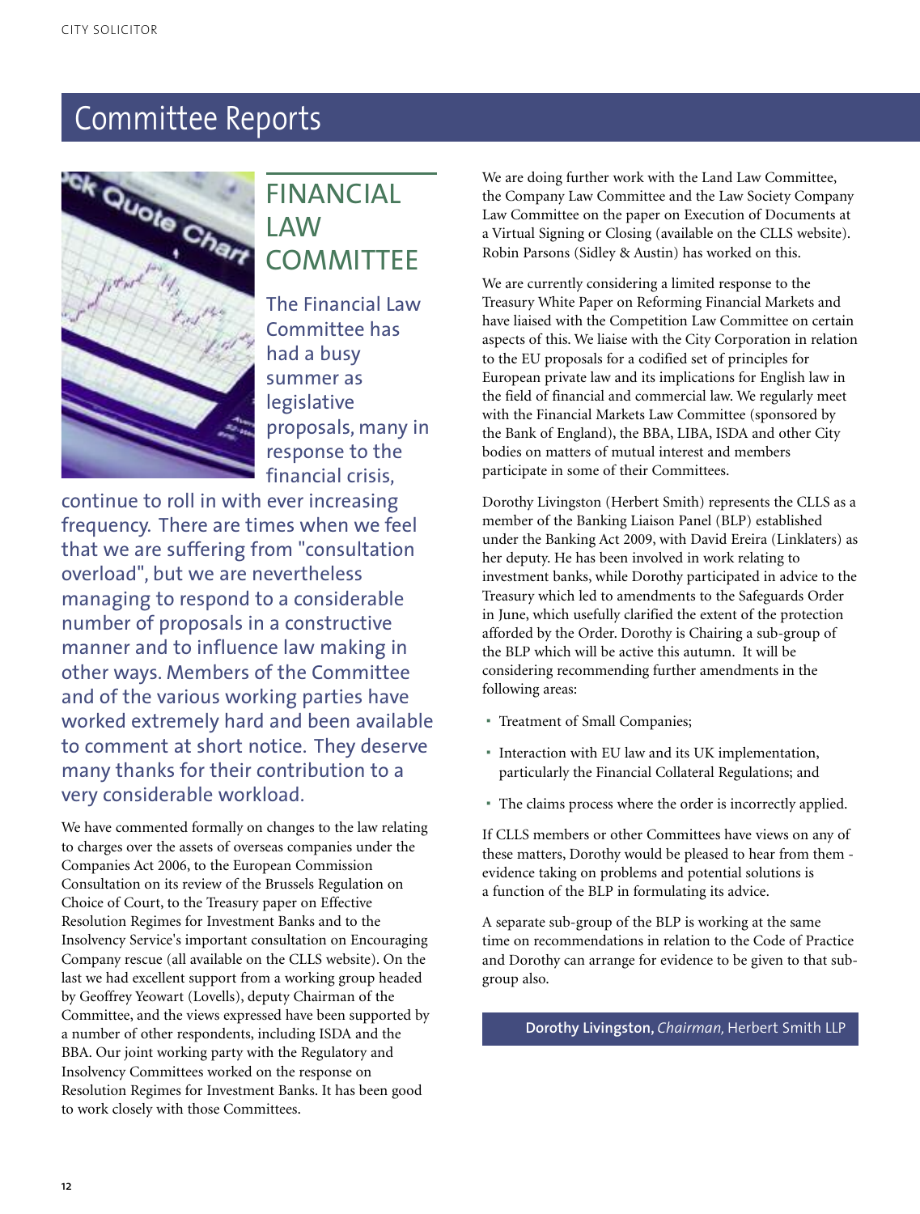# Committee Reports

## FINANCIAL LAW COMMITTEE

The Financial Law Committee has had a busy summer as legislative proposals, many in response to the financial crisis, continue to roll in with ever increasing frequency. There are times when we feel that we are suffering from "consultation overload", but we are nevertheless managing to respond to a considerable number of proposals in a constructive manner and to influence law making in other ways. Members of the Committee and of the various working parties have worked extremely hard and been available to comment at short notice. They deserve many thanks for their contribution to a very considerable workload.

We have commented formally on changes to the law relating to charges over the assets of overseas companies under the Companies Act 2006, to the European Commission Consultation on its review of the Brussels Regulation on Choice of Court, to the Treasury paper on Effective Resolution Regimes for Investment Banks and to the Insolvency Service's important consultation on Encouraging Company rescue (all available on the CLLS website). On the last we had excellent support from a working group headed by Geoffrey Yeowart (Lovells), deputy Chairman of the Committee, and the views expressed have been supported by a number of other respondents, including ISDA and the BBA. Our joint working party with the Regulatory and Insolvency Committees worked on the response on Resolution Regimes for Investment Banks. It has been good to work closely with those Committees.

We are doing further work with the Land Law Committee, the Company Law Committee and the Law Society Company Law Committee on the paper on Execution of Documents at a Virtual Signing or Closing (available on the CLLS website). Robin Parsons (Sidley & Austin) has worked on this.

We are currently considering a limited response to the Treasury White Paper on Reforming Financial Markets and have liaised with the Competition Law Committee on certain aspects of this. We liaise with the City Corporation in relation to the EU proposals for a codified set of principles for European private law and its implications for English law in the field of financial and commercial law. We regularly meet with the Financial Markets Law Committee (sponsored by the Bank of England), the BBA, LIBA, ISDA and other City bodies on matters of mutual interest and members participate in some of their Committees.

Dorothy Livingston (Herbert Smith) represents the CLLS as a member of the Banking Liaison Panel (BLP) established under the Banking Act 2009, with David Ereira (Linklaters) as her deputy. He has been involved in work relating to investment banks, while Dorothy participated in advice to the Treasury which led to amendments to the Safeguards Order in June, which usefully clarified the extent of the protection afforded by the Order. Dorothy is Chairing a sub-group of the BLP which will be active this autumn. It will be considering recommending further amendments in the following areas:

- Treatment of Small Companies;
- Interaction with EU law and its UK implementation, particularly the Financial Collateral Regulations; and
- The claims process where the order is incorrectly applied.

If CLLS members or other Committees have views on any of these matters, Dorothy would be pleased to hear from them - evidence taking on problems and potential solutions is a function of the BLP in formulating its advice.

A separate sub-group of the BLP is working at the same time on recommendations in relation to the Code of Practice and Dorothy can arrange for evidence to be given to that sub-group also.

**Dorothy Livingston,** *Chairman,* Herbert Smith LLP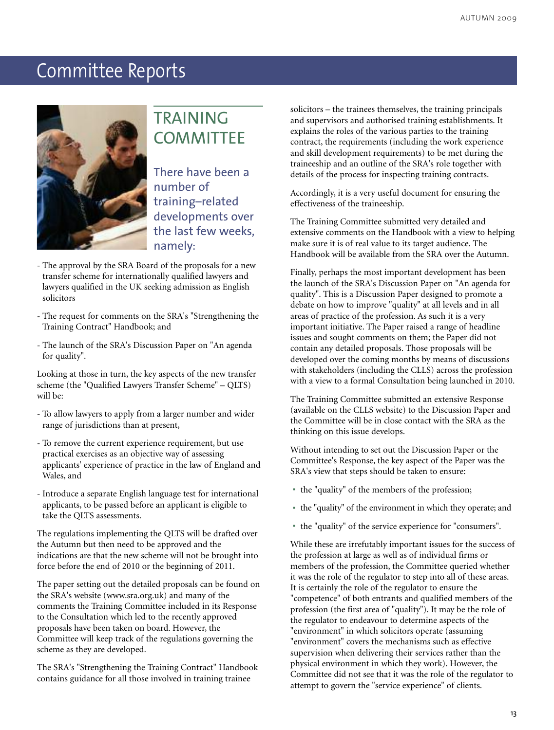# Committee Reports

## TRAINING COMMITTEE

### There have been a number of training–related developments over the last few weeks, namely:

- The approval by the SRA Board of the proposals for a new transfer scheme for internationally qualified lawyers and lawyers qualified in the UK seeking admission as English solicitors
- The request for comments on the SRA's "Strengthening the Training Contract" Handbook; and
- The launch of the SRA's Discussion Paper on "An agenda for quality".

Looking at those in turn, the key aspects of the new transfer scheme (the "Qualified Lawyers Transfer Scheme" – QLTS) will be:

- To allow lawyers to apply from a larger number and wider range of jurisdictions than at present,
- To remove the current experience requirement, but use practical exercises as an objective way of assessing applicants' experience of practice in the law of England and Wales, and
- Introduce a separate English language test for international applicants, to be passed before an applicant is eligible to take the QLTS assessments.

The regulations implementing the QLTS will be drafted over the Autumn but then need to be approved and the indications are that the new scheme will not be brought into force before the end of 2010 or the beginning of 2011.

The paper setting out the detailed proposals can be found on the SRA's website (www.sra.org.uk) and many of the comments the Training Committee included in its Response to the Consultation which led to the recently approved proposals have been taken on board. However, the Committee will keep track of the regulations governing the scheme as they are developed.

The SRA's "Strengthening the Training Contract" Handbook contains guidance for all those involved in training trainee solicitors – the trainees themselves, the training principals and supervisors and authorised training establishments. It explains the roles of the various parties to the training contract, the requirements (including the work experience and skill development requirements) to be met during the traineeship and an outline of the SRA's role together with details of the process for inspecting training contracts.

Accordingly, it is a very useful document for ensuring the effectiveness of the traineeship.

The Training Committee submitted very detailed and extensive comments on the Handbook with a view to helping make sure it is of real value to its target audience. The Handbook will be available from the SRA over the Autumn.

Finally, perhaps the most important development has been the launch of the SRA's Discussion Paper on "An agenda for quality". This is a Discussion Paper designed to promote a debate on how to improve "quality" at all levels and in all areas of practice of the profession. As such it is a very important initiative. The Paper raised a range of headline issues and sought comments on them; the Paper did not contain any detailed proposals. Those proposals will be developed over the coming months by means of discussions with stakeholders (including the CLLS) across the profession with a view to a formal Consultation being launched in 2010.

The Training Committee submitted an extensive Response (available on the CLLS website) to the Discussion Paper and the Committee will be in close contact with the SRA as the thinking on this issue develops.

Without intending to set out the Discussion Paper or the Committee's Response, the key aspect of the Paper was the SRA's view that steps should be taken to ensure:

- the "quality" of the members of the profession;
- the "quality" of the environment in which they operate; and
- the "quality" of the service experience for "consumers".

While these are irrefutably important issues for the success of the profession at large as well as of individual firms or members of the profession, the Committee queried whether it was the role of the regulator to step into all of these areas. It is certainly the role of the regulator to ensure the "competence" of both entrants and qualified members of the profession (the first area of "quality"). It may be the role of the regulator to endeavour to determine aspects of the "environment" in which solicitors operate (assuming "environment" covers the mechanisms such as effective supervision when delivering their services rather than the physical environment in which they work). However, the Committee did not see that it was the role of the regulator to attempt to govern the "service experience" of clients.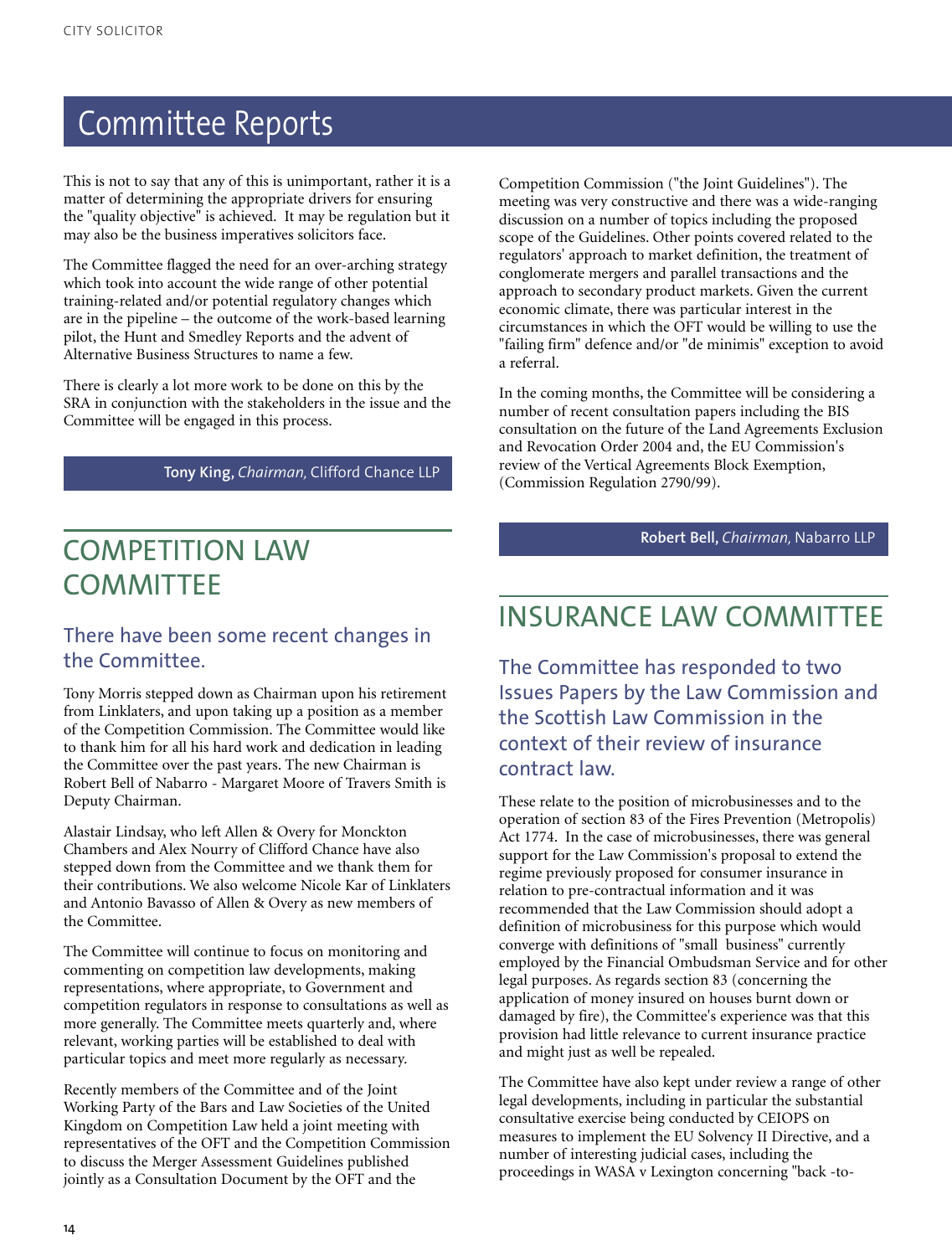# Committee Reports

This is not to say that any of this is unimportant, rather it is a matter of determining the appropriate drivers for ensuring the "quality objective" is achieved. It may be regulation but it may also be the business imperatives solicitors face.

The Committee flagged the need for an over-arching strategy which took into account the wide range of other potential training-related and/or potential regulatory changes which are in the pipeline – the outcome of the work-based learning pilot, the Hunt and Smedley Reports and the advent of Alternative Business Structures to name a few.

There is clearly a lot more work to be done on this by the SRA in conjunction with the stakeholders in the issue and the Committee will be engaged in this process.

**Tony King**, *Chairman,* Clifford Chance LLP

## COMPETITION LAW COMMITTEE

### There have been some recent changes in the Committee.

Tony Morris stepped down as Chairman upon his retirement from Linklaters, and upon taking up a position as a member of the Competition Commission. The Committee would like to thank him for all his hard work and dedication in leading the Committee over the past years. The new Chairman is Robert Bell of Nabarro - Margaret Moore of Travers Smith is Deputy Chairman.

Alastair Lindsay, who left Allen & Overy for Monckton Chambers and Alex Nourry of Clifford Chance have also stepped down from the Committee and we thank them for their contributions. We also welcome Nicole Kar of Linklaters and Antonio Bavasso of Allen & Overy as new members of the Committee.

The Committee will continue to focus on monitoring and commenting on competition law developments, making representations, where appropriate, to Government and competition regulators in response to consultations as well as more generally. The Committee meets quarterly and, where relevant, working parties will be established to deal with particular topics and meet more regularly as necessary.

Recently members of the Committee and of the Joint Working Party of the Bars and Law Societies of the United Kingdom on Competition Law held a joint meeting with representatives of the OFT and the Competition Commission to discuss the Merger Assessment Guidelines published jointly as a Consultation Document by the OFT and the Competition Commission ("the Joint Guidelines"). The meeting was very constructive and there was a wide-ranging discussion on a number of topics including the proposed scope of the Guidelines. Other points covered related to the regulators' approach to market definition, the treatment of conglomerate mergers and parallel transactions and the approach to secondary product markets. Given the current economic climate, there was particular interest in the circumstances in which the OFT would be willing to use the "failing firm" defence and/or "de minimis" exception to avoid a referral.

In the coming months, the Committee will be considering a number of recent consultation papers including the BIS consultation on the future of the Land Agreements Exclusion and Revocation Order 2004 and, the EU Commission's review of the Vertical Agreements Block Exemption, (Commission Regulation 2790/99).

**Robert Bell,** *Chairman,* Nabarro LLP

## INSURANCE LAW COMMITTEE

### The Committee has responded to two Issues Papers by the Law Commission and the Scottish Law Commission in the context of their review of insurance contract law.

These relate to the position of microbusinesses and to the operation of section 83 of the Fires Prevention (Metropolis) Act 1774. In the case of microbusinesses, there was general support for the Law Commission's proposal to extend the regime previously proposed for consumer insurance in relation to pre-contractual information and it was recommended that the Law Commission should adopt a definition of microbusiness for this purpose which would converge with definitions of "small business" currently employed by the Financial Ombudsman Service and for other legal purposes. As regards section 83 (concerning the application of money insured on houses burnt down or damaged by fire), the Committee's experience was that this provision had little relevance to current insurance practice and might just as well be repealed.

The Committee have also kept under review a range of other legal developments, including in particular the substantial consultative exercise being conducted by CEIOPS on measures to implement the EU Solvency II Directive, and a number of interesting judicial cases, including the proceedings in WASA v Lexington concerning "back -to-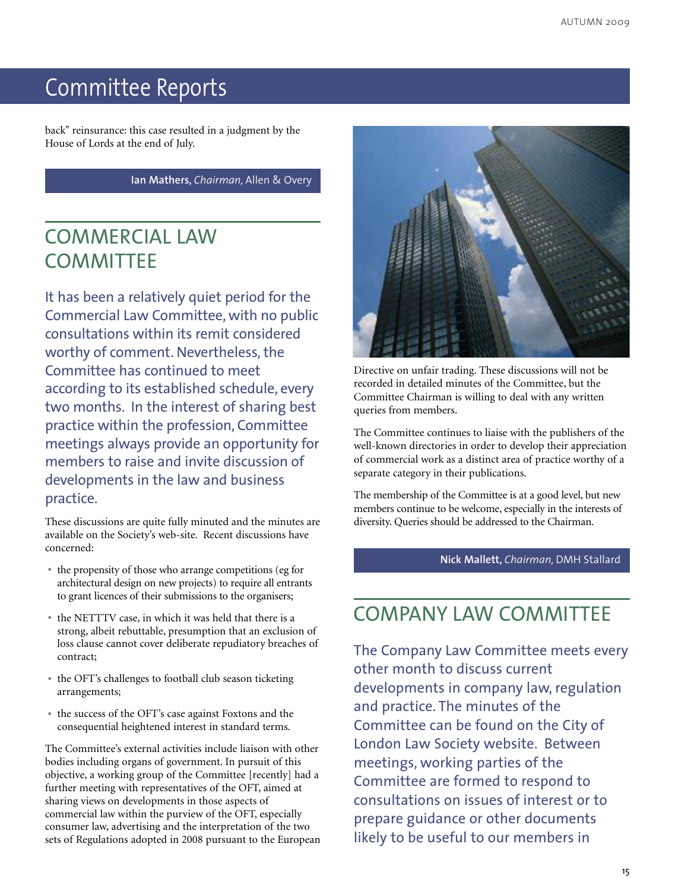# Committee Reports

back" reinsurance: this case resulted in a judgment by the House of Lords at the end of July.

**Ian Mathers,** *Chairman,* Allen & Overy

## COMMERCIAL LAW COMMITTEE

It has been a relatively quiet period for the Commercial Law Committee, with no public consultations within its remit considered worthy of comment. Nevertheless, the Committee has continued to meet according to its established schedule, every two months. In the interest of sharing best practice within the profession, Committee meetings always provide an opportunity for members to raise and invite discussion of developments in the law and business practice.

These discussions are quite fully minuted and the minutes are available on the Society's web-site. Recent discussions have concerned:

- the propensity of those who arrange competitions (eg for architectural design on new projects) to require all entrants to grant licences of their submissions to the organisers;
- the NETTTV case, in which it was held that there is a strong, albeit rebuttable, presumption that an exclusion of loss clause cannot cover deliberate repudiatory breaches of contract;
- the OFT's challenges to football club season ticketing arrangements;
- the success of the OFT's case against Foxtons and the consequential heightened interest in standard terms.

The Committee's external activities include liaison with other bodies including organs of government. In pursuit of this objective, a working group of the Committee [recently] had a further meeting with representatives of the OFT, aimed at sharing views on developments in those aspects of commercial law within the purview of the OFT, especially consumer law, advertising and the interpretation of the two sets of Regulations adopted in 2008 pursuant to the European Directive on unfair trading. These discussions will not be recorded in detailed minutes of the Committee, but the Committee Chairman is willing to deal with any written queries from members.

The Committee continues to liaise with the publishers of the well-known directories in order to develop their appreciation of commercial work as a distinct area of practice worthy of a separate category in their publications.

The membership of the Committee is at a good level, but new members continue to be welcome, especially in the interests of diversity. Queries should be addressed to the Chairman.

**Nick Mallett,** *Chairman,* DMH Stallard

## COMPANY LAW COMMITTEE

The Company Law Committee meets every other month to discuss current developments in company law, regulation and practice. The minutes of the Committee can be found on the City of London Law Society website. Between meetings, working parties of the Committee are formed to respond to consultations on issues of interest or to prepare guidance or other documents likely to be useful to our members in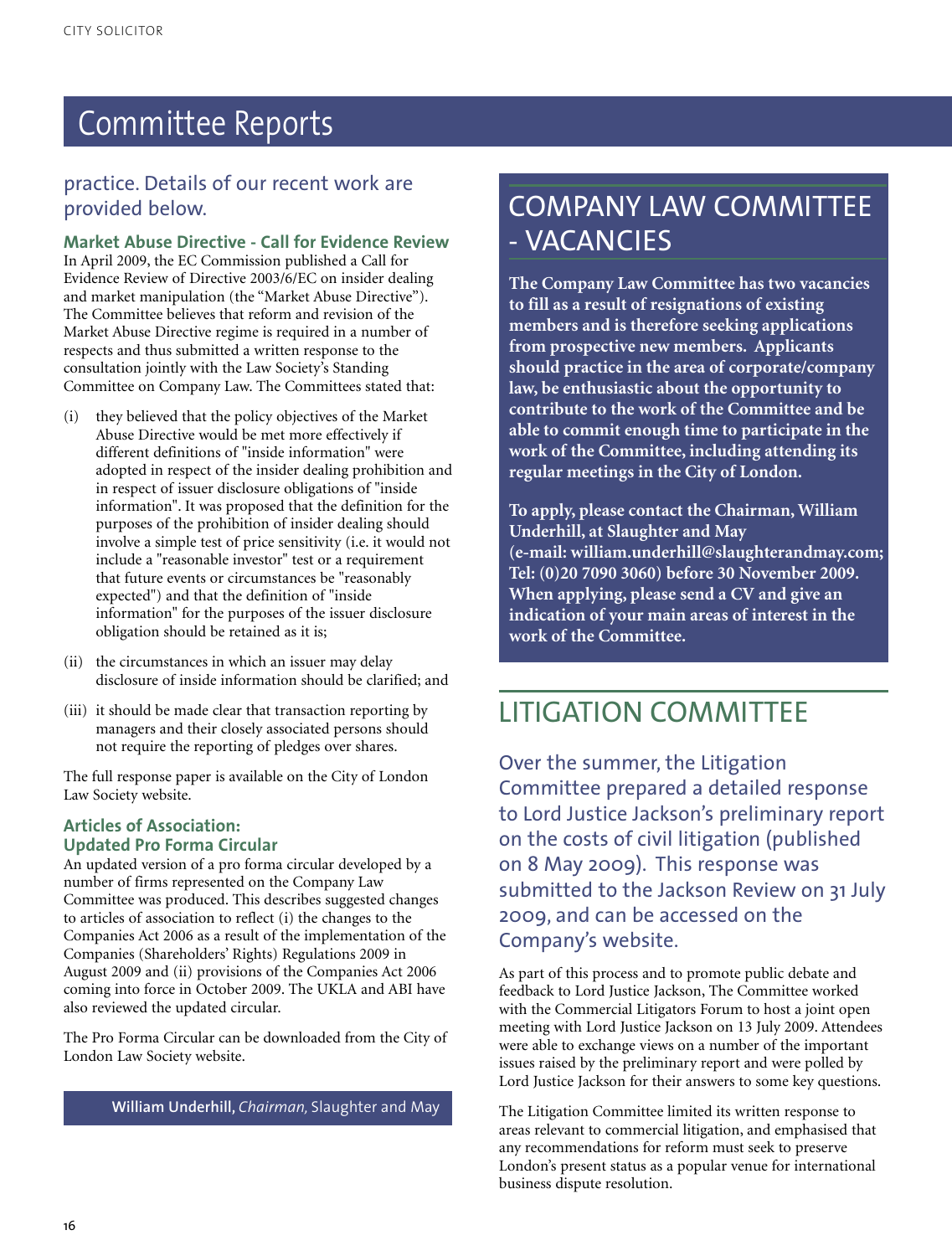# Committee Reports

practice. Details of our recent work are provided below.

### Market Abuse Directive - Call for Evidence Review

In April 2009, the EC Commission published a Call for Evidence Review of Directive 2003/6/EC on insider dealing and market manipulation (the "Market Abuse Directive"). The Committee believes that reform and revision of the Market Abuse Directive regime is required in a number of respects and thus submitted a written response to the consultation jointly with the Law Society's Standing Committee on Company Law. The Committees stated that:

(i) they believed that the policy objectives of the Market Abuse Directive would be met more effectively if different definitions of "inside information" were adopted in respect of the insider dealing prohibition and in respect of issuer disclosure obligations of "inside information". It was proposed that the definition for the purposes of the prohibition of insider dealing should involve a simple test of price sensitivity (i.e. it would not include a "reasonable investor" test or a requirement that future events or circumstances be "reasonably expected") and that the definition of "inside information" for the purposes of the issuer disclosure obligation should be retained as it is;

(ii) the circumstances in which an issuer may delay disclosure of inside information should be clarified; and

(iii) it should be made clear that transaction reporting by managers and their closely associated persons should not require the reporting of pledges over shares.

The full response paper is available on the City of London Law Society website.

### Articles of Association: Updated Pro Forma Circular

An updated version of a pro forma circular developed by a number of firms represented on the Company Law Committee was produced. This describes suggested changes to articles of association to reflect (i) the changes to the Companies Act 2006 as a result of the implementation of the Companies (Shareholders' Rights) Regulations 2009 in August 2009 and (ii) provisions of the Companies Act 2006 coming into force in October 2009. The UKLA and ABI have also reviewed the updated circular.

The Pro Forma Circular can be downloaded from the City of London Law Society website.

**William Underhill**, *Chairman,* Slaughter and May

## COMPANY LAW COMMITTEE - VACANCIES

**The Company Law Committee has two vacancies to fill as a result of resignations of existing members and is therefore seeking applications from prospective new members. Applicants should practice in the area of corporate/company law, be enthusiastic about the opportunity to contribute to the work of the Committee and be able to commit enough time to participate in the work of the Committee, including attending its regular meetings in the City of London.**

**To apply, please contact the Chairman, William Underhill, at Slaughter and May (e-mail: william.underhill@slaughterandmay.com; Tel: (0)20 7090 3060) before 30 November 2009. When applying, please send a CV and give an indication of your main areas of interest in the work of the Committee.**

## LITIGATION COMMITTEE

Over the summer, the Litigation Committee prepared a detailed response to Lord Justice Jackson's preliminary report on the costs of civil litigation (published on 8 May 2009). This response was submitted to the Jackson Review on 31 July 2009, and can be accessed on the Company's website.

As part of this process and to promote public debate and feedback to Lord Justice Jackson, The Committee worked with the Commercial Litigators Forum to host a joint open meeting with Lord Justice Jackson on 13 July 2009. Attendees were able to exchange views on a number of the important issues raised by the preliminary report and were polled by Lord Justice Jackson for their answers to some key questions.

The Litigation Committee limited its written response to areas relevant to commercial litigation, and emphasised that any recommendations for reform must seek to preserve London's present status as a popular venue for international business dispute resolution.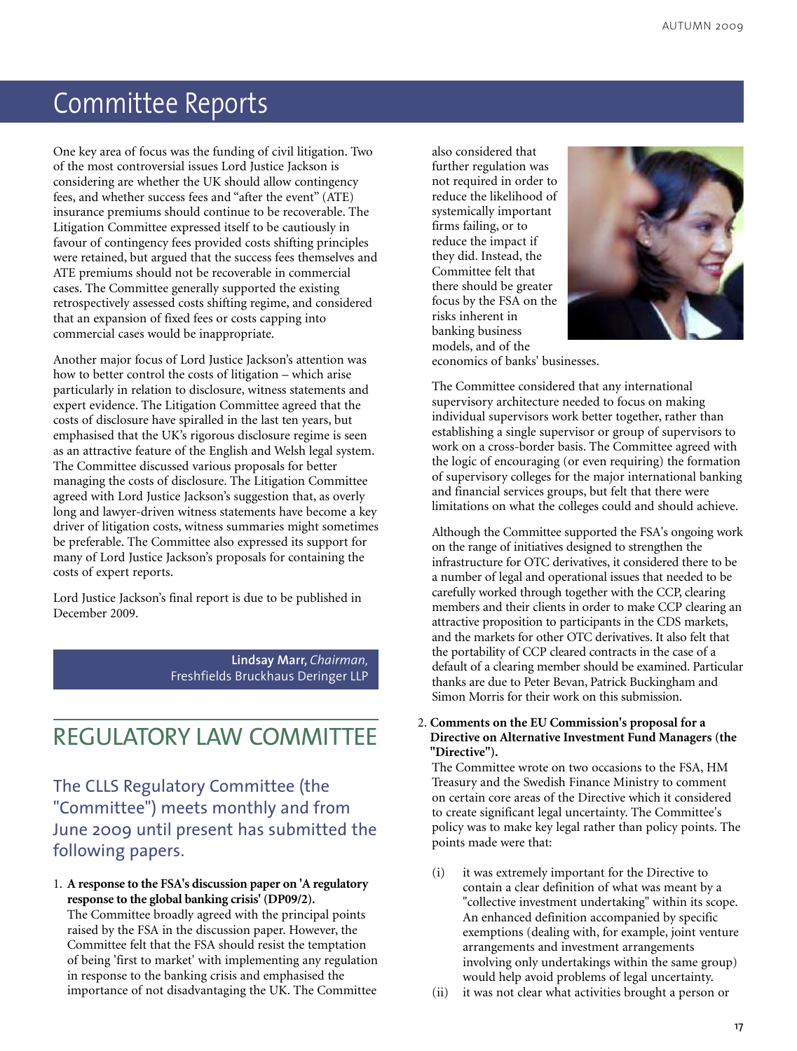# Committee Reports

One key area of focus was the funding of civil litigation. Two of the most controversial issues Lord Justice Jackson is considering are whether the UK should allow contingency fees, and whether success fees and "after the event" (ATE) insurance premiums should continue to be recoverable. The Litigation Committee expressed itself to be cautiously in favour of contingency fees provided costs shifting principles were retained, but argued that the success fees themselves and ATE premiums should not be recoverable in commercial cases. The Committee generally supported the existing retrospectively assessed costs shifting regime, and considered that an expansion of fixed fees or costs capping into commercial cases would be inappropriate.

Another major focus of Lord Justice Jackson's attention was how to better control the costs of litigation – which arise particularly in relation to disclosure, witness statements and expert evidence. The Litigation Committee agreed that the costs of disclosure have spiralled in the last ten years, but emphasised that the UK's rigorous disclosure regime is seen as an attractive feature of the English and Welsh legal system. The Committee discussed various proposals for better managing the costs of disclosure. The Litigation Committee agreed with Lord Justice Jackson's suggestion that, as overly long and lawyer-driven witness statements have become a key driver of litigation costs, witness summaries might sometimes be preferable. The Committee also expressed its support for many of Lord Justice Jackson's proposals for containing the costs of expert reports.

Lord Justice Jackson's final report is due to be published in December 2009.

**Lindsay Marr,** *Chairman,*
Freshfields Bruckhaus Deringer LLP

## REGULATORY LAW COMMITTEE

### The CLLS Regulatory Committee (the "Committee") meets monthly and from June 2009 until present has submitted the following papers.

1. **A response to the FSA's discussion paper on 'A regulatory response to the global banking crisis' (DP09/2).**
   The Committee broadly agreed with the principal points raised by the FSA in the discussion paper. However, the Committee felt that the FSA should resist the temptation of being 'first to market' with implementing any regulation in response to the banking crisis and emphasised the importance of not disadvantaging the UK. The Committee also considered that further regulation was not required in order to reduce the likelihood of systemically important firms failing, or to reduce the impact if they did. Instead, the Committee felt that there should be greater focus by the FSA on the risks inherent in banking business models, and of the economics of banks' businesses.

   The Committee considered that any international supervisory architecture needed to focus on making individual supervisors work better together, rather than establishing a single supervisor or group of supervisors to work on a cross-border basis. The Committee agreed with the logic of encouraging (or even requiring) the formation of supervisory colleges for the major international banking and financial services groups, but felt that there were limitations on what the colleges could and should achieve.

   Although the Committee supported the FSA's ongoing work on the range of initiatives designed to strengthen the infrastructure for OTC derivatives, it considered there to be a number of legal and operational issues that needed to be carefully worked through together with the CCP, clearing members and their clients in order to make CCP clearing an attractive proposition to participants in the CDS markets, and the markets for other OTC derivatives. It also felt that the portability of CCP cleared contracts in the case of a default of a clearing member should be examined. Particular thanks are due to Peter Bevan, Patrick Buckingham and Simon Morris for their work on this submission.

2. **Comments on the EU Commission's proposal for a Directive on Alternative Investment Fund Managers (the "Directive").**
   The Committee wrote on two occasions to the FSA, HM Treasury and the Swedish Finance Ministry to comment on certain core areas of the Directive which it considered to create significant legal uncertainty. The Committee's policy was to make key legal rather than policy points. The points made were that:

   (i) it was extremely important for the Directive to contain a clear definition of what was meant by a "collective investment undertaking" within its scope. An enhanced definition accompanied by specific exemptions (dealing with, for example, joint venture arrangements and investment arrangements involving only undertakings within the same group) would help avoid problems of legal uncertainty.

   (ii) it was not clear what activities brought a person or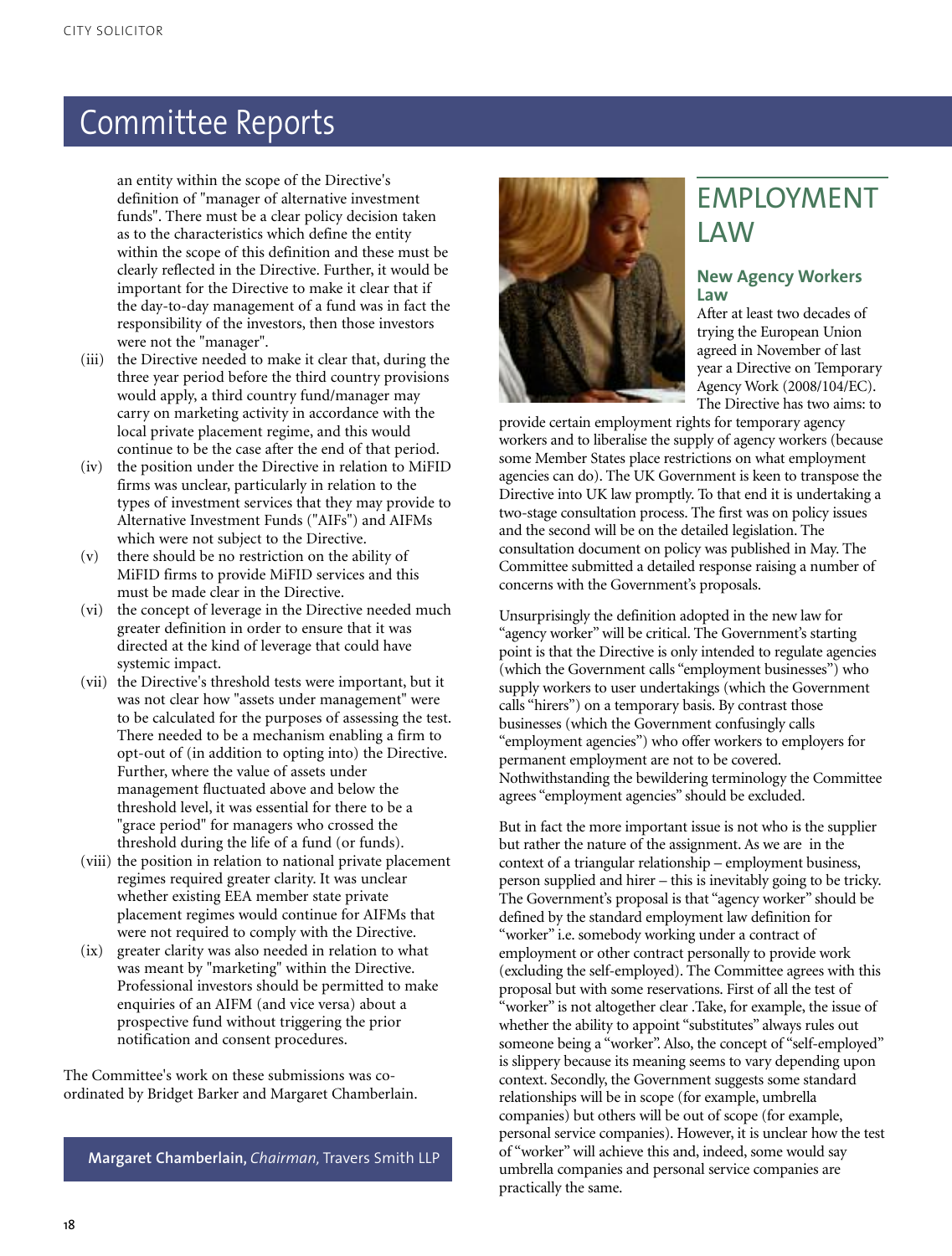# Committee Reports

an entity within the scope of the Directive's definition of "manager of alternative investment funds". There must be a clear policy decision taken as to the characteristics which define the entity within the scope of this definition and these must be clearly reflected in the Directive. Further, it would be important for the Directive to make it clear that if the day-to-day management of a fund was in fact the responsibility of the investors, then those investors were not the "manager".

(iii) the Directive needed to make it clear that, during the three year period before the third country provisions would apply, a third country fund/manager may carry on marketing activity in accordance with the local private placement regime, and this would continue to be the case after the end of that period.

(iv) the position under the Directive in relation to MiFID firms was unclear, particularly in relation to the types of investment services that they may provide to Alternative Investment Funds ("AIFs") and AIFMs which were not subject to the Directive.

(v) there should be no restriction on the ability of MiFID firms to provide MiFID services and this must be made clear in the Directive.

(vi) the concept of leverage in the Directive needed much greater definition in order to ensure that it was directed at the kind of leverage that could have systemic impact.

(vii) the Directive's threshold tests were important, but it was not clear how "assets under management" were to be calculated for the purposes of assessing the test. There needed to be a mechanism enabling a firm to opt-out of (in addition to opting into) the Directive. Further, where the value of assets under management fluctuated above and below the threshold level, it was essential for there to be a "grace period" for managers who crossed the threshold during the life of a fund (or funds).

(viii) the position in relation to national private placement regimes required greater clarity. It was unclear whether existing EEA member state private placement regimes would continue for AIFMs that were not required to comply with the Directive.

(ix) greater clarity was also needed in relation to what was meant by "marketing" within the Directive. Professional investors should be permitted to make enquiries of an AIFM (and vice versa) about a prospective fund without triggering the prior notification and consent procedures.

The Committee's work on these submissions was co-ordinated by Bridget Barker and Margaret Chamberlain.

**Margaret Chamberlain,** *Chairman,* Travers Smith LLP

## EMPLOYMENT LAW

### New Agency Workers Law

After at least two decades of trying the European Union agreed in November of last year a Directive on Temporary Agency Work (2008/104/EC). The Directive has two aims: to provide certain employment rights for temporary agency workers and to liberalise the supply of agency workers (because some Member States place restrictions on what employment agencies can do). The UK Government is keen to transpose the Directive into UK law promptly. To that end it is undertaking a two-stage consultation process. The first was on policy issues and the second will be on the detailed legislation. The consultation document on policy was published in May. The Committee submitted a detailed response raising a number of concerns with the Government's proposals.

Unsurprisingly the definition adopted in the new law for "agency worker" will be critical. The Government's starting point is that the Directive is only intended to regulate agencies (which the Government calls "employment businesses") who supply workers to user undertakings (which the Government calls "hirers") on a temporary basis. By contrast those businesses (which the Government confusingly calls "employment agencies") who offer workers to employers for permanent employment are not to be covered. Nothwithstanding the bewildering terminology the Committee agrees "employment agencies" should be excluded.

But in fact the more important issue is not who is the supplier but rather the nature of the assignment. As we are in the context of a triangular relationship – employment business, person supplied and hirer – this is inevitably going to be tricky. The Government's proposal is that "agency worker" should be defined by the standard employment law definition for "worker" i.e. somebody working under a contract of employment or other contract personally to provide work (excluding the self-employed). The Committee agrees with this proposal but with some reservations. First of all the test of "worker" is not altogether clear .Take, for example, the issue of whether the ability to appoint "substitutes" always rules out someone being a "worker". Also, the concept of "self-employed" is slippery because its meaning seems to vary depending upon context. Secondly, the Government suggests some standard relationships will be in scope (for example, umbrella companies) but others will be out of scope (for example, personal service companies). However, it is unclear how the test of "worker" will achieve this and, indeed, some would say umbrella companies and personal service companies are practically the same.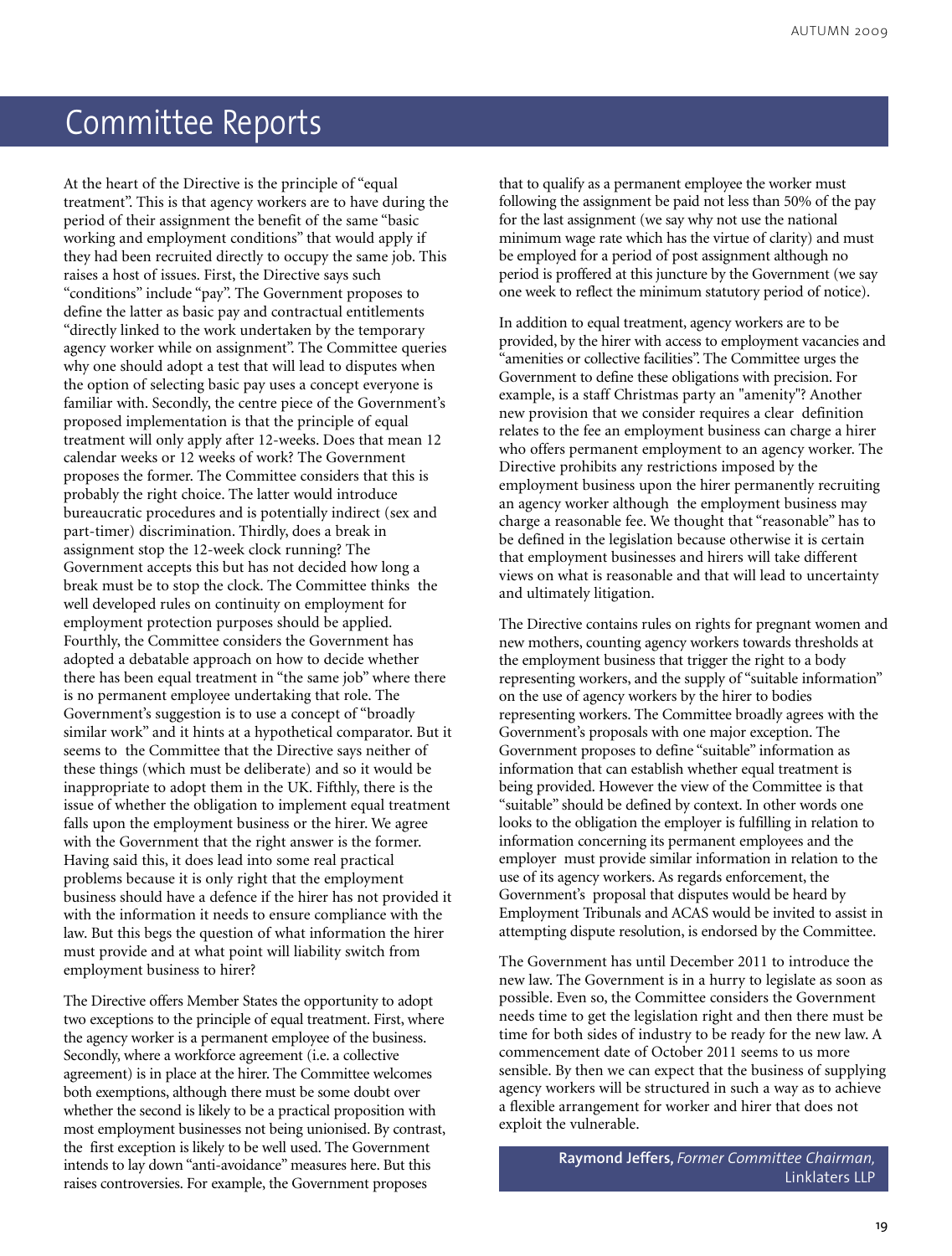# Committee Reports

At the heart of the Directive is the principle of "equal treatment". This is that agency workers are to have during the period of their assignment the benefit of the same "basic working and employment conditions" that would apply if they had been recruited directly to occupy the same job. This raises a host of issues. First, the Directive says such "conditions" include "pay". The Government proposes to define the latter as basic pay and contractual entitlements "directly linked to the work undertaken by the temporary agency worker while on assignment". The Committee queries why one should adopt a test that will lead to disputes when the option of selecting basic pay uses a concept everyone is familiar with. Secondly, the centre piece of the Government's proposed implementation is that the principle of equal treatment will only apply after 12-weeks. Does that mean 12 calendar weeks or 12 weeks of work? The Government proposes the former. The Committee considers that this is probably the right choice. The latter would introduce bureaucratic procedures and is potentially indirect (sex and part-timer) discrimination. Thirdly, does a break in assignment stop the 12-week clock running? The Government accepts this but has not decided how long a break must be to stop the clock. The Committee thinks the well developed rules on continuity on employment for employment protection purposes should be applied. Fourthly, the Committee considers the Government has adopted a debatable approach on how to decide whether there has been equal treatment in "the same job" where there is no permanent employee undertaking that role. The Government's suggestion is to use a concept of "broadly similar work" and it hints at a hypothetical comparator. But it seems to the Committee that the Directive says neither of these things (which must be deliberate) and so it would be inappropriate to adopt them in the UK. Fifthly, there is the issue of whether the obligation to implement equal treatment falls upon the employment business or the hirer. We agree with the Government that the right answer is the former. Having said this, it does lead into some real practical problems because it is only right that the employment business should have a defence if the hirer has not provided it with the information it needs to ensure compliance with the law. But this begs the question of what information the hirer must provide and at what point will liability switch from employment business to hirer?

The Directive offers Member States the opportunity to adopt two exceptions to the principle of equal treatment. First, where the agency worker is a permanent employee of the business. Secondly, where a workforce agreement (i.e. a collective agreement) is in place at the hirer. The Committee welcomes both exemptions, although there must be some doubt over whether the second is likely to be a practical proposition with most employment businesses not being unionised. By contrast, the first exception is likely to be well used. The Government intends to lay down "anti-avoidance" measures here. But this raises controversies. For example, the Government proposes that to qualify as a permanent employee the worker must following the assignment be paid not less than 50% of the pay for the last assignment (we say why not use the national minimum wage rate which has the virtue of clarity) and must be employed for a period of post assignment although no period is proffered at this juncture by the Government (we say one week to reflect the minimum statutory period of notice).

In addition to equal treatment, agency workers are to be provided, by the hirer with access to employment vacancies and "amenities or collective facilities". The Committee urges the Government to define these obligations with precision. For example, is a staff Christmas party an "amenity"? Another new provision that we consider requires a clear definition relates to the fee an employment business can charge a hirer who offers permanent employment to an agency worker. The Directive prohibits any restrictions imposed by the employment business upon the hirer permanently recruiting an agency worker although the employment business may charge a reasonable fee. We thought that "reasonable" has to be defined in the legislation because otherwise it is certain that employment businesses and hirers will take different views on what is reasonable and that will lead to uncertainty and ultimately litigation.

The Directive contains rules on rights for pregnant women and new mothers, counting agency workers towards thresholds at the employment business that trigger the right to a body representing workers, and the supply of "suitable information" on the use of agency workers by the hirer to bodies representing workers. The Committee broadly agrees with the Government's proposals with one major exception. The Government proposes to define "suitable" information as information that can establish whether equal treatment is being provided. However the view of the Committee is that "suitable" should be defined by context. In other words one looks to the obligation the employer is fulfilling in relation to information concerning its permanent employees and the employer must provide similar information in relation to the use of its agency workers. As regards enforcement, the Government's proposal that disputes would be heard by Employment Tribunals and ACAS would be invited to assist in attempting dispute resolution, is endorsed by the Committee.

The Government has until December 2011 to introduce the new law. The Government is in a hurry to legislate as soon as possible. Even so, the Committee considers the Government needs time to get the legislation right and then there must be time for both sides of industry to be ready for the new law. A commencement date of October 2011 seems to us more sensible. By then we can expect that the business of supplying agency workers will be structured in such a way as to achieve a flexible arrangement for worker and hirer that does not exploit the vulnerable.

**Raymond Jeffers,** *Former Committee Chairman,* Linklaters LLP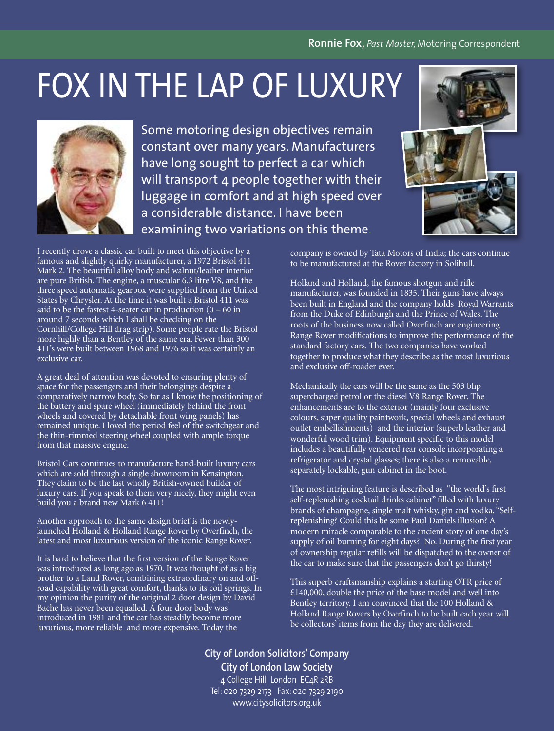**Ronnie Fox,** *Past Master,* Motoring Correspondent

# FOX IN THE LAP OF LUXURY

Some motoring design objectives remain constant over many years. Manufacturers have long sought to perfect a car which will transport 4 people together with their luggage in comfort and at high speed over a considerable distance. I have been examining two variations on this theme.

I recently drove a classic car built to meet this objective by a famous and slightly quirky manufacturer, a 1972 Bristol 411 Mark 2. The beautiful alloy body and walnut/leather interior are pure British. The engine, a muscular 6.3 litre V8, and the three speed automatic gearbox were supplied from the United States by Chrysler. At the time it was built a Bristol 411 was said to be the fastest 4-seater car in production (0 – 60 in around 7 seconds which I shall be checking on the Cornhill/College Hill drag strip). Some people rate the Bristol more highly than a Bentley of the same era. Fewer than 300 411's were built between 1968 and 1976 so it was certainly an exclusive car.

A great deal of attention was devoted to ensuring plenty of space for the passengers and their belongings despite a comparatively narrow body. So far as I know the positioning of the battery and spare wheel (immediately behind the front wheels and covered by detachable front wing panels) has remained unique. I loved the period feel of the switchgear and the thin-rimmed steering wheel coupled with ample torque from that massive engine.

Bristol Cars continues to manufacture hand-built luxury cars which are sold through a single showroom in Kensington. They claim to be the last wholly British-owned builder of luxury cars. If you speak to them very nicely, they might even build you a brand new Mark 6 411!

Another approach to the same design brief is the newly-launched Holland & Holland Range Rover by Overfinch, the latest and most luxurious version of the iconic Range Rover.

It is hard to believe that the first version of the Range Rover was introduced as long ago as 1970. It was thought of as a big brother to a Land Rover, combining extraordinary on and off-road capability with great comfort, thanks to its coil springs. In my opinion the purity of the original 2 door design by David Bache has never been equalled. A four door body was introduced in 1981 and the car has steadily become more luxurious, more reliable and more expensive. Today the company is owned by Tata Motors of India; the cars continue to be manufactured at the Rover factory in Solihull.

Holland and Holland, the famous shotgun and rifle manufacturer, was founded in 1835. Their guns have always been built in England and the company holds Royal Warrants from the Duke of Edinburgh and the Prince of Wales. The roots of the business now called Overfinch are engineering Range Rover modifications to improve the performance of the standard factory cars. The two companies have worked together to produce what they describe as the most luxurious and exclusive off-roader ever.

Mechanically the cars will be the same as the 503 bhp supercharged petrol or the diesel V8 Range Rover. The enhancements are to the exterior (mainly four exclusive colours, super quality paintwork, special wheels and exhaust outlet embellishments) and the interior (superb leather and wonderful wood trim). Equipment specific to this model includes a beautifully veneered rear console incorporating a refrigerator and crystal glasses; there is also a removable, separately lockable, gun cabinet in the boot.

The most intriguing feature is described as "the world's first self-replenishing cocktail drinks cabinet" filled with luxury brands of champagne, single malt whisky, gin and vodka. "Self-replenishing? Could this be some Paul Daniels illusion? A modern miracle comparable to the ancient story of one day's supply of oil burning for eight days? No. During the first year of ownership regular refills will be dispatched to the owner of the car to make sure that the passengers don't go thirsty!

This superb craftsmanship explains a starting OTR price of £140,000, double the price of the base model and well into Bentley territory. I am convinced that the 100 Holland & Holland Range Rovers by Overfinch to be built each year will be collectors' items from the day they are delivered.

**City of London Solicitors' Company**
**City of London Law Society**
4 College Hill London EC4R 2RB
Tel: 020 7329 2173 Fax: 020 7329 2190
www.citysolicitors.org.uk